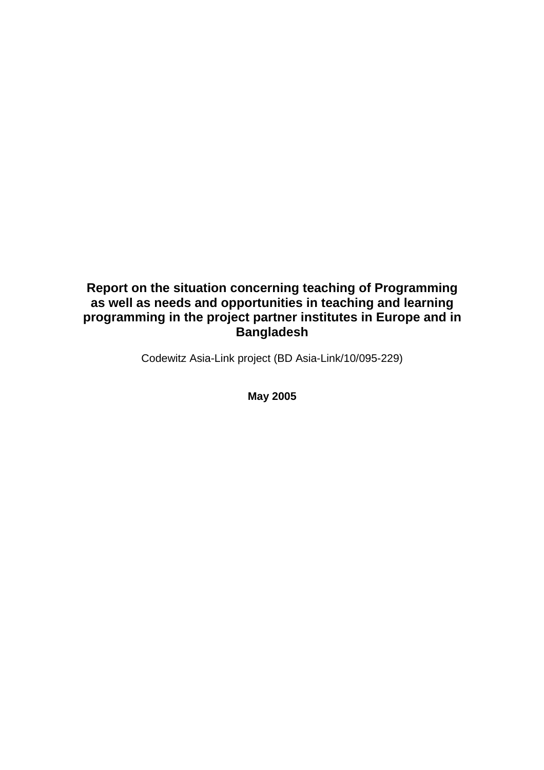# Report on the situation concerning teaching of Programming as well as needs and opportunities in teaching and learning programming in the project partner institutes in Europe and in Bangladesh

Codewitz Asia-Link project (BD Asia-Link/10/095-229)

**May 2005**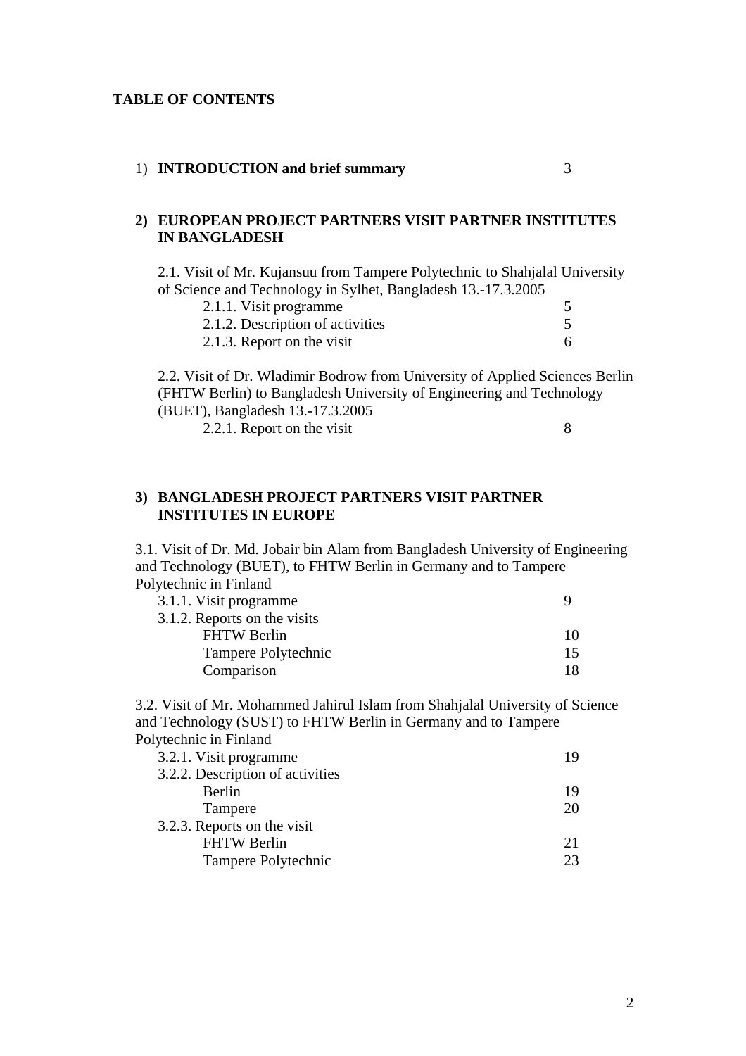**TABLE OF CONTENTS**

1) **INTRODUCTION and brief summary** 3

**2) EUROPEAN PROJECT PARTNERS VISIT PARTNER INSTITUTES IN BANGLADESH**

2.1. Visit of Mr. Kujansuu from Tampere Polytechnic to Shahjalal University of Science and Technology in Sylhet, Bangladesh 13.-17.3.2005

- 2.1.1. Visit programme 5
- 2.1.2. Description of activities 5
- 2.1.3. Report on the visit 6

2.2. Visit of Dr. Wladimir Bodrow from University of Applied Sciences Berlin (FHTW Berlin) to Bangladesh University of Engineering and Technology (BUET), Bangladesh 13.-17.3.2005

- 2.2.1. Report on the visit 8

**3) BANGLADESH PROJECT PARTNERS VISIT PARTNER INSTITUTES IN EUROPE**

3.1. Visit of Dr. Md. Jobair bin Alam from Bangladesh University of Engineering and Technology (BUET), to FHTW Berlin in Germany and to Tampere Polytechnic in Finland

- 3.1.1. Visit programme 9
- 3.1.2. Reports on the visits
  - FHTW Berlin 10
  - Tampere Polytechnic 15
  - Comparison 18

3.2. Visit of Mr. Mohammed Jahirul Islam from Shahjalal University of Science and Technology (SUST) to FHTW Berlin in Germany and to Tampere Polytechnic in Finland

- 3.2.1. Visit programme 19
- 3.2.2. Description of activities
  - Berlin 19
  - Tampere 20
- 3.2.3. Reports on the visit
  - FHTW Berlin 21
  - Tampere Polytechnic 23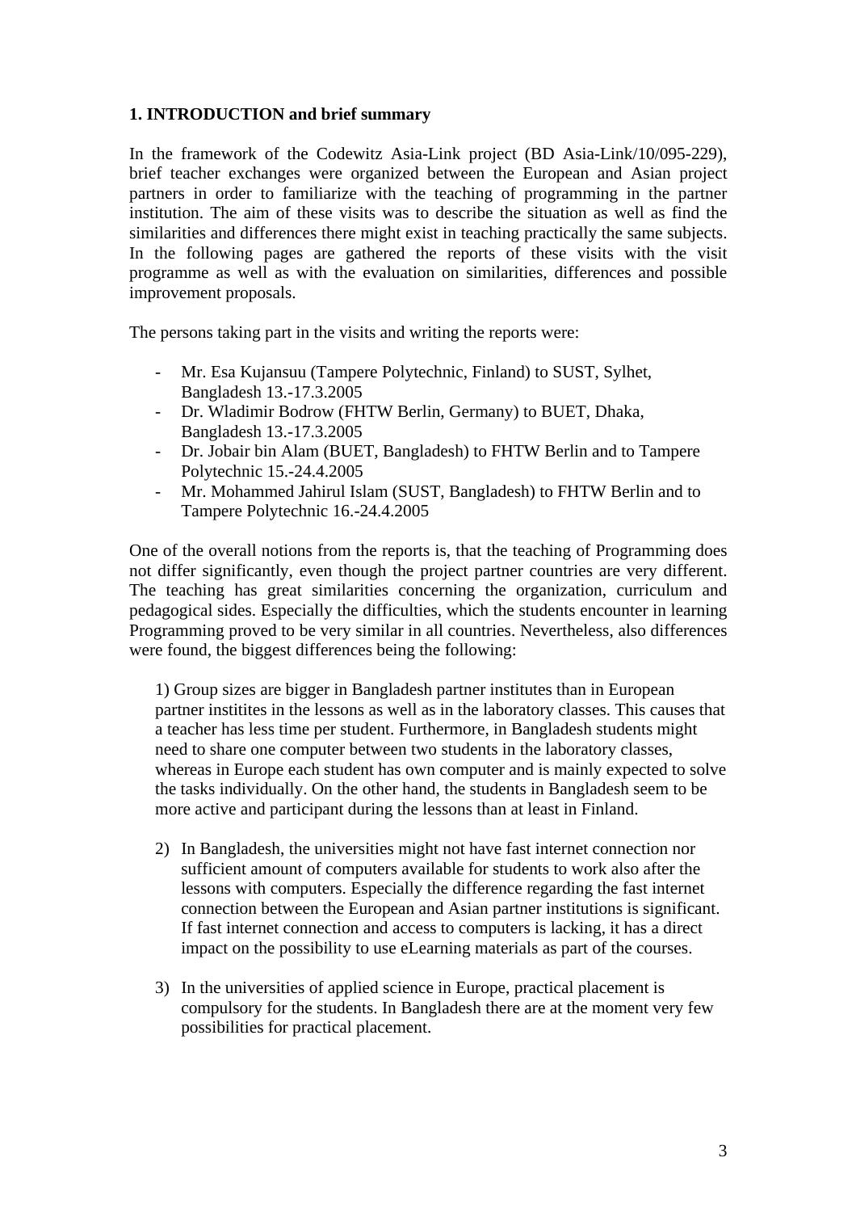**1. INTRODUCTION and brief summary**

In the framework of the Codewitz Asia-Link project (BD Asia-Link/10/095-229), brief teacher exchanges were organized between the European and Asian project partners in order to familiarize with the teaching of programming in the partner institution. The aim of these visits was to describe the situation as well as find the similarities and differences there might exist in teaching practically the same subjects. In the following pages are gathered the reports of these visits with the visit programme as well as with the evaluation on similarities, differences and possible improvement proposals.

The persons taking part in the visits and writing the reports were:

- Mr. Esa Kujansuu (Tampere Polytechnic, Finland) to SUST, Sylhet, Bangladesh 13.-17.3.2005
- Dr. Wladimir Bodrow (FHTW Berlin, Germany) to BUET, Dhaka, Bangladesh 13.-17.3.2005
- Dr. Jobair bin Alam (BUET, Bangladesh) to FHTW Berlin and to Tampere Polytechnic 15.-24.4.2005
- Mr. Mohammed Jahirul Islam (SUST, Bangladesh) to FHTW Berlin and to Tampere Polytechnic 16.-24.4.2005

One of the overall notions from the reports is, that the teaching of Programming does not differ significantly, even though the project partner countries are very different. The teaching has great similarities concerning the organization, curriculum and pedagogical sides. Especially the difficulties, which the students encounter in learning Programming proved to be very similar in all countries. Nevertheless, also differences were found, the biggest differences being the following:

1) Group sizes are bigger in Bangladesh partner institutes than in European partner institites in the lessons as well as in the laboratory classes. This causes that a teacher has less time per student. Furthermore, in Bangladesh students might need to share one computer between two students in the laboratory classes, whereas in Europe each student has own computer and is mainly expected to solve the tasks individually. On the other hand, the students in Bangladesh seem to be more active and participant during the lessons than at least in Finland.

2) In Bangladesh, the universities might not have fast internet connection nor sufficient amount of computers available for students to work also after the lessons with computers. Especially the difference regarding the fast internet connection between the European and Asian partner institutions is significant. If fast internet connection and access to computers is lacking, it has a direct impact on the possibility to use eLearning materials as part of the courses.

3) In the universities of applied science in Europe, practical placement is compulsory for the students. In Bangladesh there are at the moment very few possibilities for practical placement.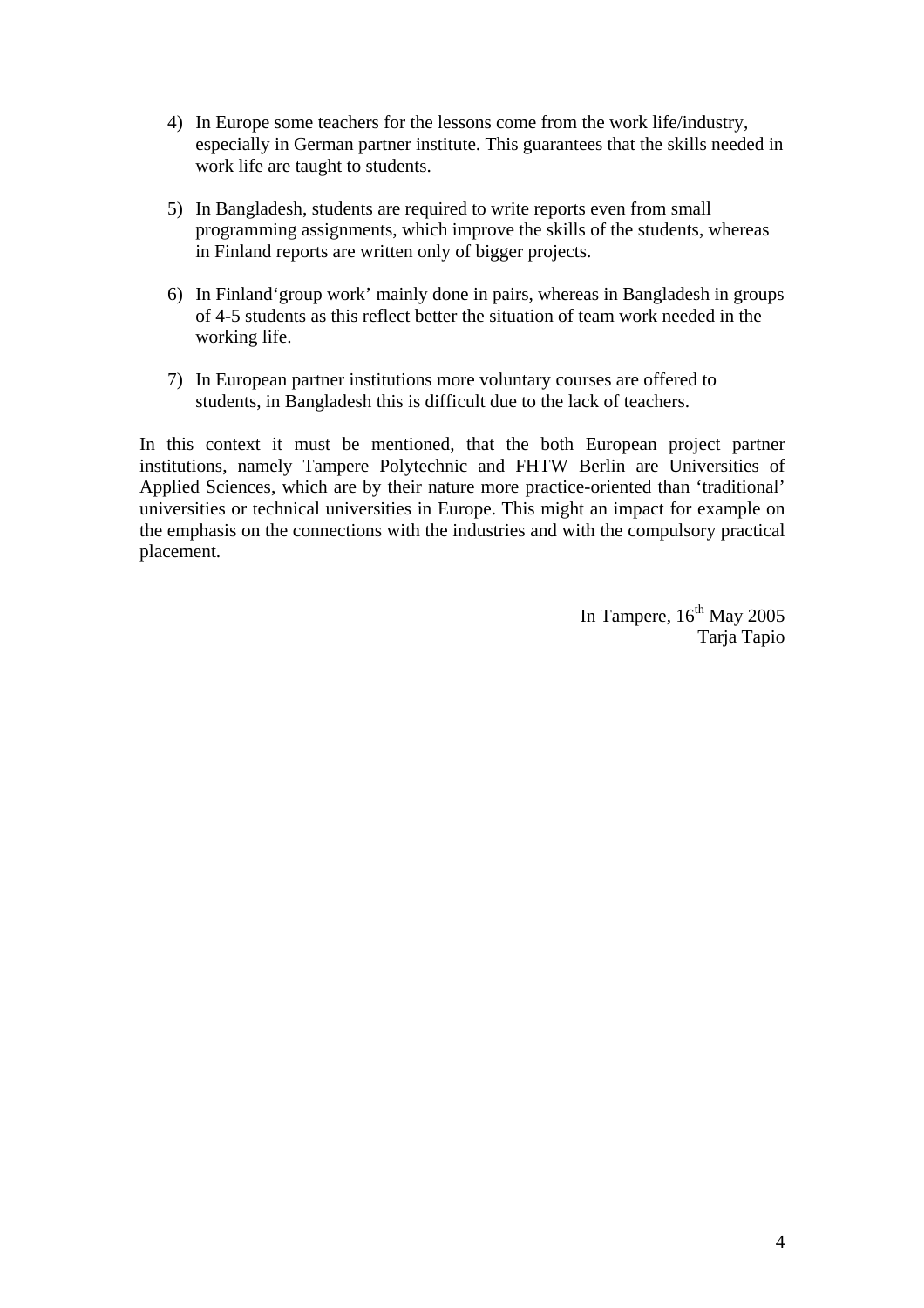4) In Europe some teachers for the lessons come from the work life/industry, especially in German partner institute. This guarantees that the skills needed in work life are taught to students.

5) In Bangladesh, students are required to write reports even from small programming assignments, which improve the skills of the students, whereas in Finland reports are written only of bigger projects.

6) In Finland'group work' mainly done in pairs, whereas in Bangladesh in groups of 4-5 students as this reflect better the situation of team work needed in the working life.

7) In European partner institutions more voluntary courses are offered to students, in Bangladesh this is difficult due to the lack of teachers.

In this context it must be mentioned, that the both European project partner institutions, namely Tampere Polytechnic and FHTW Berlin are Universities of Applied Sciences, which are by their nature more practice-oriented than 'traditional' universities or technical universities in Europe. This might an impact for example on the emphasis on the connections with the industries and with the compulsory practical placement.

In Tampere, 16th May 2005
Tarja Tapio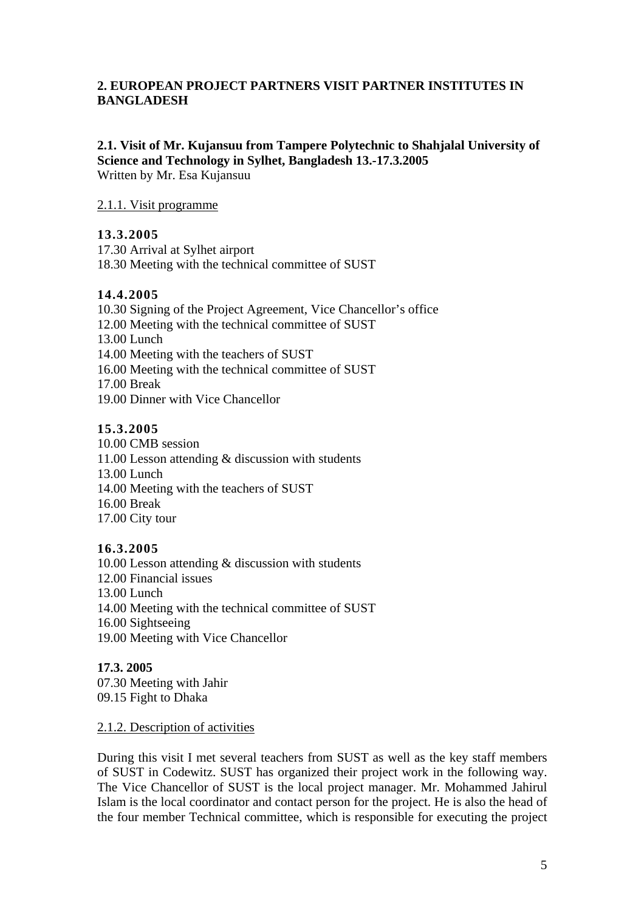## 2. EUROPEAN PROJECT PARTNERS VISIT PARTNER INSTITUTES IN BANGLADESH

### 2.1. Visit of Mr. Kujansuu from Tampere Polytechnic to Shahjalal University of Science and Technology in Sylhet, Bangladesh 13.-17.3.2005

Written by Mr. Esa Kujansuu

#### 2.1.1. Visit programme

**13.3.2005**

17.30 Arrival at Sylhet airport
18.30 Meeting with the technical committee of SUST

**14.4.2005**

10.30 Signing of the Project Agreement, Vice Chancellor's office
12.00 Meeting with the technical committee of SUST
13.00 Lunch
14.00 Meeting with the teachers of SUST
16.00 Meeting with the technical committee of SUST
17.00 Break
19.00 Dinner with Vice Chancellor

**15.3.2005**

10.00 CMB session
11.00 Lesson attending & discussion with students
13.00 Lunch
14.00 Meeting with the teachers of SUST
16.00 Break
17.00 City tour

**16.3.2005**

10.00 Lesson attending & discussion with students
12.00 Financial issues
13.00 Lunch
14.00 Meeting with the technical committee of SUST
16.00 Sightseeing
19.00 Meeting with Vice Chancellor

**17.3. 2005**

07.30 Meeting with Jahir
09.15 Fight to Dhaka

#### 2.1.2. Description of activities

During this visit I met several teachers from SUST as well as the key staff members of SUST in Codewitz. SUST has organized their project work in the following way. The Vice Chancellor of SUST is the local project manager. Mr. Mohammed Jahirul Islam is the local coordinator and contact person for the project. He is also the head of the four member Technical committee, which is responsible for executing the project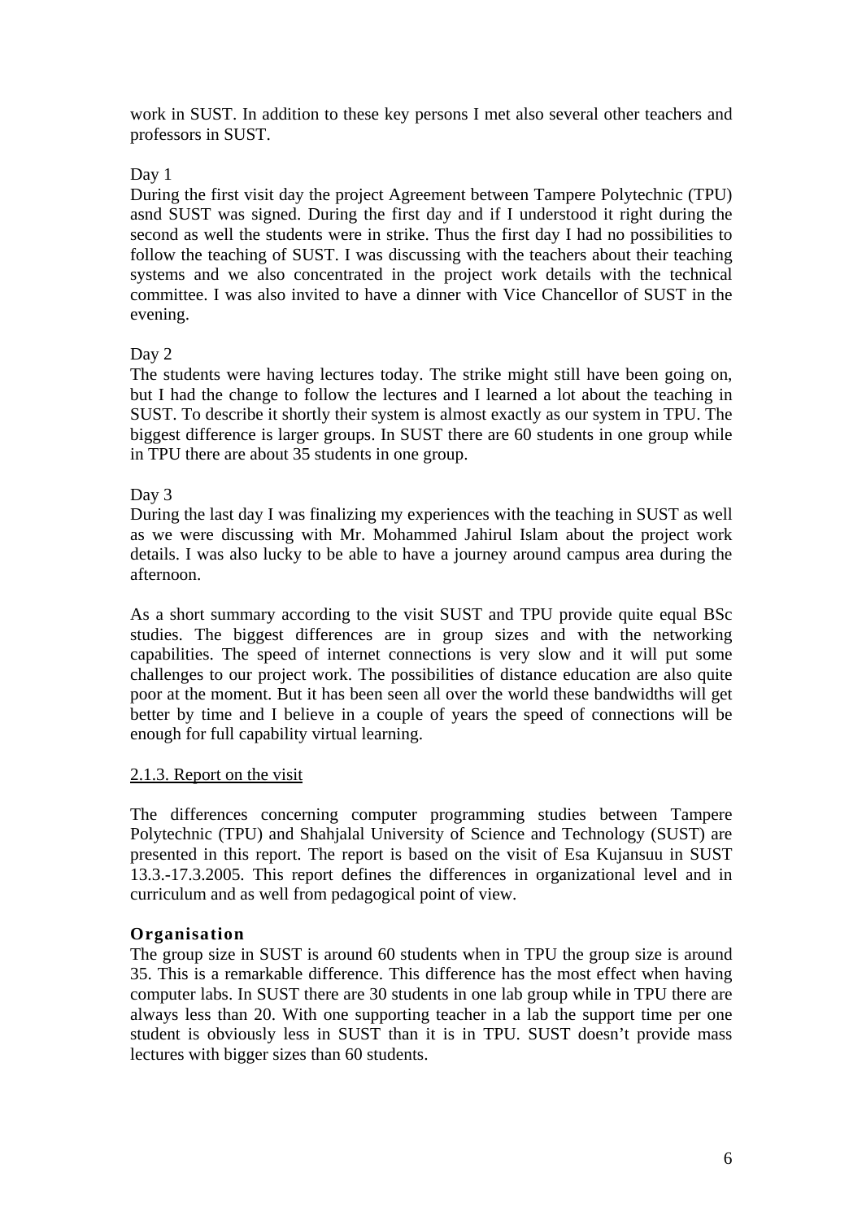work in SUST. In addition to these key persons I met also several other teachers and professors in SUST.

Day 1

During the first visit day the project Agreement between Tampere Polytechnic (TPU) asnd SUST was signed. During the first day and if I understood it right during the second as well the students were in strike. Thus the first day I had no possibilities to follow the teaching of SUST. I was discussing with the teachers about their teaching systems and we also concentrated in the project work details with the technical committee. I was also invited to have a dinner with Vice Chancellor of SUST in the evening.

Day 2

The students were having lectures today. The strike might still have been going on, but I had the change to follow the lectures and I learned a lot about the teaching in SUST. To describe it shortly their system is almost exactly as our system in TPU. The biggest difference is larger groups. In SUST there are 60 students in one group while in TPU there are about 35 students in one group.

Day 3

During the last day I was finalizing my experiences with the teaching in SUST as well as we were discussing with Mr. Mohammed Jahirul Islam about the project work details. I was also lucky to be able to have a journey around campus area during the afternoon.

As a short summary according to the visit SUST and TPU provide quite equal BSc studies. The biggest differences are in group sizes and with the networking capabilities. The speed of internet connections is very slow and it will put some challenges to our project work. The possibilities of distance education are also quite poor at the moment. But it has been seen all over the world these bandwidths will get better by time and I believe in a couple of years the speed of connections will be enough for full capability virtual learning.

### 2.1.3. Report on the visit

The differences concerning computer programming studies between Tampere Polytechnic (TPU) and Shahjalal University of Science and Technology (SUST) are presented in this report. The report is based on the visit of Esa Kujansuu in SUST 13.3.-17.3.2005. This report defines the differences in organizational level and in curriculum and as well from pedagogical point of view.

**Organisation**

The group size in SUST is around 60 students when in TPU the group size is around 35. This is a remarkable difference. This difference has the most effect when having computer labs. In SUST there are 30 students in one lab group while in TPU there are always less than 20. With one supporting teacher in a lab the support time per one student is obviously less in SUST than it is in TPU. SUST doesn't provide mass lectures with bigger sizes than 60 students.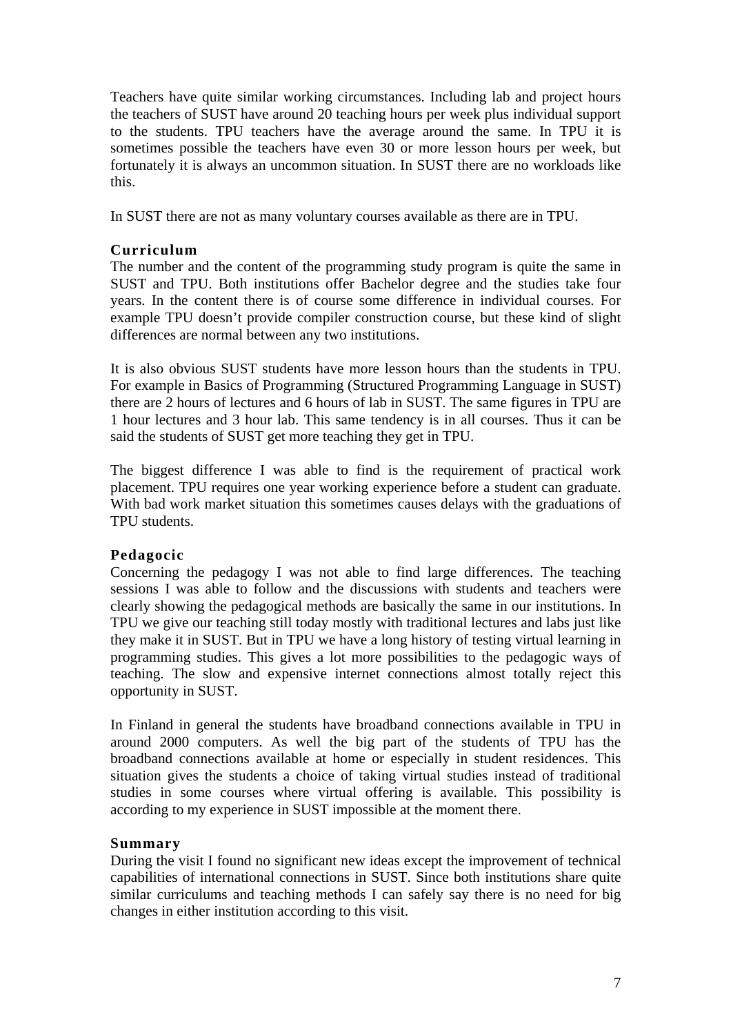Teachers have quite similar working circumstances. Including lab and project hours the teachers of SUST have around 20 teaching hours per week plus individual support to the students. TPU teachers have the average around the same. In TPU it is sometimes possible the teachers have even 30 or more lesson hours per week, but fortunately it is always an uncommon situation. In SUST there are no workloads like this.

In SUST there are not as many voluntary courses available as there are in TPU.

### Curriculum

The number and the content of the programming study program is quite the same in SUST and TPU. Both institutions offer Bachelor degree and the studies take four years. In the content there is of course some difference in individual courses. For example TPU doesn't provide compiler construction course, but these kind of slight differences are normal between any two institutions.

It is also obvious SUST students have more lesson hours than the students in TPU. For example in Basics of Programming (Structured Programming Language in SUST) there are 2 hours of lectures and 6 hours of lab in SUST. The same figures in TPU are 1 hour lectures and 3 hour lab. This same tendency is in all courses. Thus it can be said the students of SUST get more teaching they get in TPU.

The biggest difference I was able to find is the requirement of practical work placement. TPU requires one year working experience before a student can graduate. With bad work market situation this sometimes causes delays with the graduations of TPU students.

### Pedagocic

Concerning the pedagogy I was not able to find large differences. The teaching sessions I was able to follow and the discussions with students and teachers were clearly showing the pedagogical methods are basically the same in our institutions. In TPU we give our teaching still today mostly with traditional lectures and labs just like they make it in SUST. But in TPU we have a long history of testing virtual learning in programming studies. This gives a lot more possibilities to the pedagogic ways of teaching. The slow and expensive internet connections almost totally reject this opportunity in SUST.

In Finland in general the students have broadband connections available in TPU in around 2000 computers. As well the big part of the students of TPU has the broadband connections available at home or especially in student residences. This situation gives the students a choice of taking virtual studies instead of traditional studies in some courses where virtual offering is available. This possibility is according to my experience in SUST impossible at the moment there.

### Summary

During the visit I found no significant new ideas except the improvement of technical capabilities of international connections in SUST. Since both institutions share quite similar curriculums and teaching methods I can safely say there is no need for big changes in either institution according to this visit.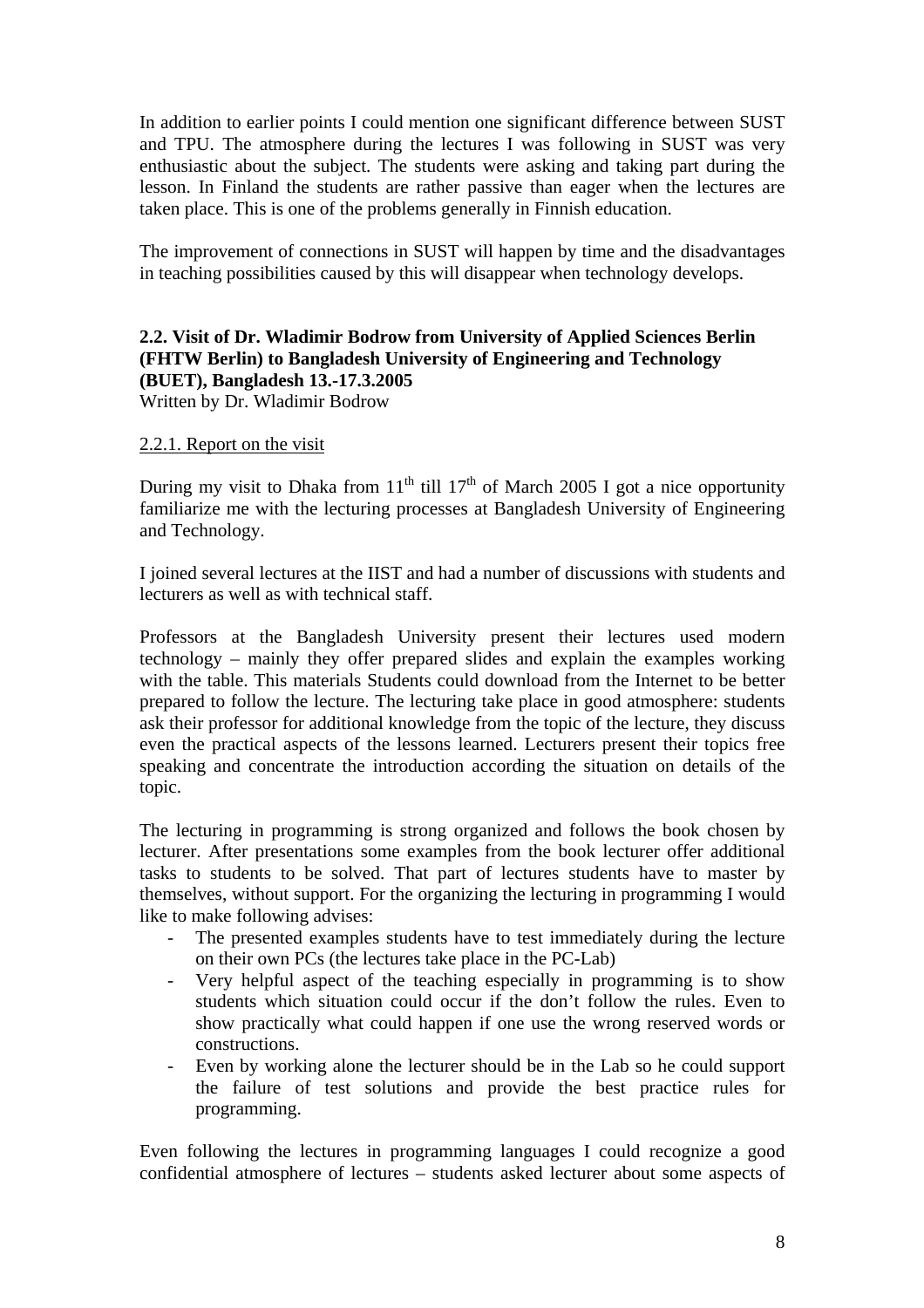In addition to earlier points I could mention one significant difference between SUST and TPU. The atmosphere during the lectures I was following in SUST was very enthusiastic about the subject. The students were asking and taking part during the lesson. In Finland the students are rather passive than eager when the lectures are taken place. This is one of the problems generally in Finnish education.

The improvement of connections in SUST will happen by time and the disadvantages in teaching possibilities caused by this will disappear when technology develops.

### 2.2. Visit of Dr. Wladimir Bodrow from University of Applied Sciences Berlin (FHTW Berlin) to Bangladesh University of Engineering and Technology (BUET), Bangladesh 13.-17.3.2005

Written by Dr. Wladimir Bodrow

#### 2.2.1. Report on the visit

During my visit to Dhaka from 11th till 17th of March 2005 I got a nice opportunity familiarize me with the lecturing processes at Bangladesh University of Engineering and Technology.

I joined several lectures at the IIST and had a number of discussions with students and lecturers as well as with technical staff.

Professors at the Bangladesh University present their lectures used modern technology – mainly they offer prepared slides and explain the examples working with the table. This materials Students could download from the Internet to be better prepared to follow the lecture. The lecturing take place in good atmosphere: students ask their professor for additional knowledge from the topic of the lecture, they discuss even the practical aspects of the lessons learned. Lecturers present their topics free speaking and concentrate the introduction according the situation on details of the topic.

The lecturing in programming is strong organized and follows the book chosen by lecturer. After presentations some examples from the book lecturer offer additional tasks to students to be solved. That part of lectures students have to master by themselves, without support. For the organizing the lecturing in programming I would like to make following advises:

- The presented examples students have to test immediately during the lecture on their own PCs (the lectures take place in the PC-Lab)
- Very helpful aspect of the teaching especially in programming is to show students which situation could occur if the don't follow the rules. Even to show practically what could happen if one use the wrong reserved words or constructions.
- Even by working alone the lecturer should be in the Lab so he could support the failure of test solutions and provide the best practice rules for programming.

Even following the lectures in programming languages I could recognize a good confidential atmosphere of lectures – students asked lecturer about some aspects of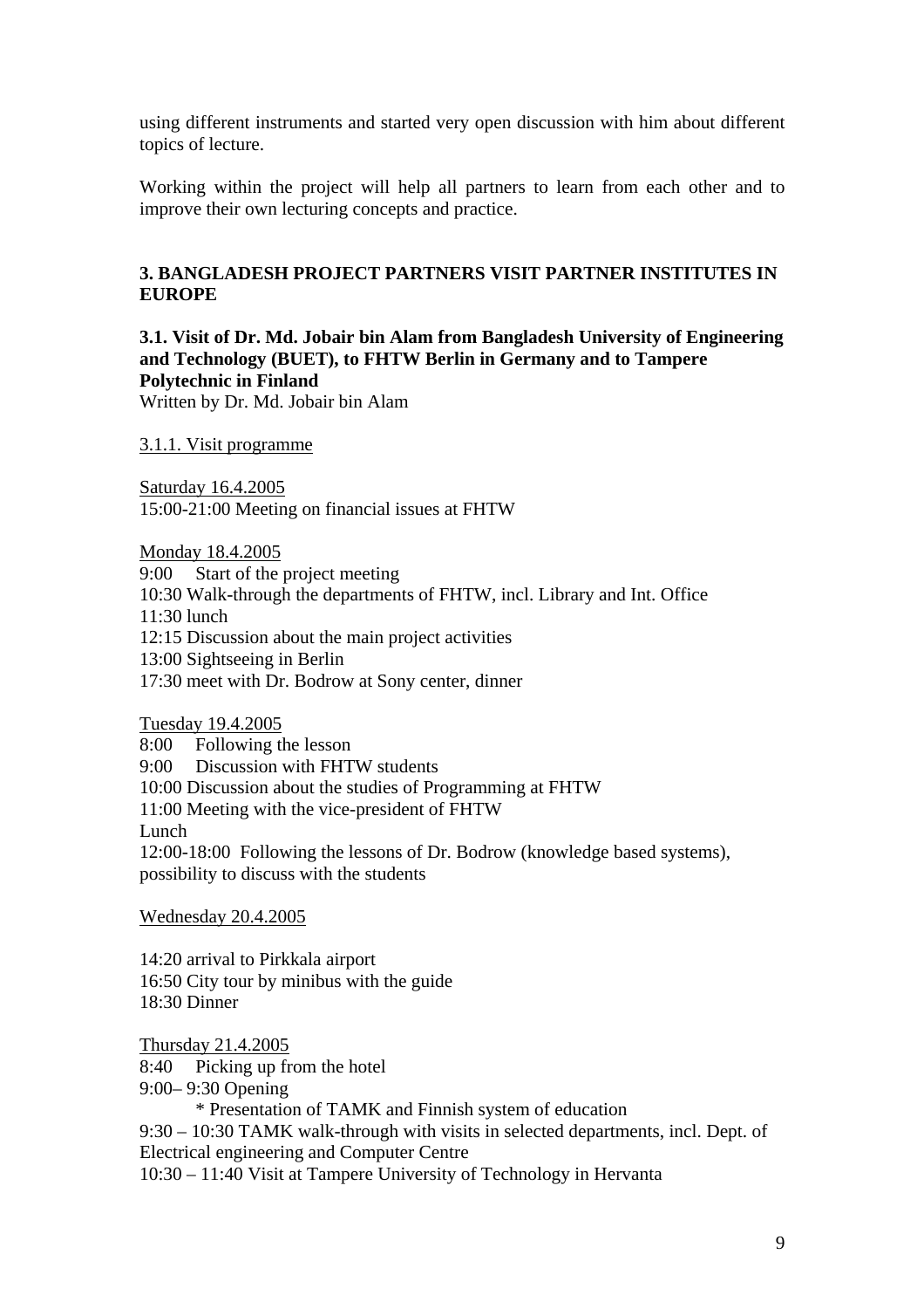using different instruments and started very open discussion with him about different topics of lecture.

Working within the project will help all partners to learn from each other and to improve their own lecturing concepts and practice.

## 3. BANGLADESH PROJECT PARTNERS VISIT PARTNER INSTITUTES IN EUROPE

### 3.1. Visit of Dr. Md. Jobair bin Alam from Bangladesh University of Engineering and Technology (BUET), to FHTW Berlin in Germany and to Tampere Polytechnic in Finland

Written by Dr. Md. Jobair bin Alam

3.1.1. Visit programme

Saturday 16.4.2005
15:00-21:00 Meeting on financial issues at FHTW

Monday 18.4.2005
9:00 Start of the project meeting
10:30 Walk-through the departments of FHTW, incl. Library and Int. Office
11:30 lunch
12:15 Discussion about the main project activities
13:00 Sightseeing in Berlin
17:30 meet with Dr. Bodrow at Sony center, dinner

Tuesday 19.4.2005
8:00 Following the lesson
9:00 Discussion with FHTW students
10:00 Discussion about the studies of Programming at FHTW
11:00 Meeting with the vice-president of FHTW
Lunch
12:00-18:00 Following the lessons of Dr. Bodrow (knowledge based systems), possibility to discuss with the students

Wednesday 20.4.2005

14:20 arrival to Pirkkala airport
16:50 City tour by minibus with the guide
18:30 Dinner

Thursday 21.4.2005
8:40 Picking up from the hotel
9:00– 9:30 Opening
* Presentation of TAMK and Finnish system of education
9:30 – 10:30 TAMK walk-through with visits in selected departments, incl. Dept. of Electrical engineering and Computer Centre
10:30 – 11:40 Visit at Tampere University of Technology in Hervanta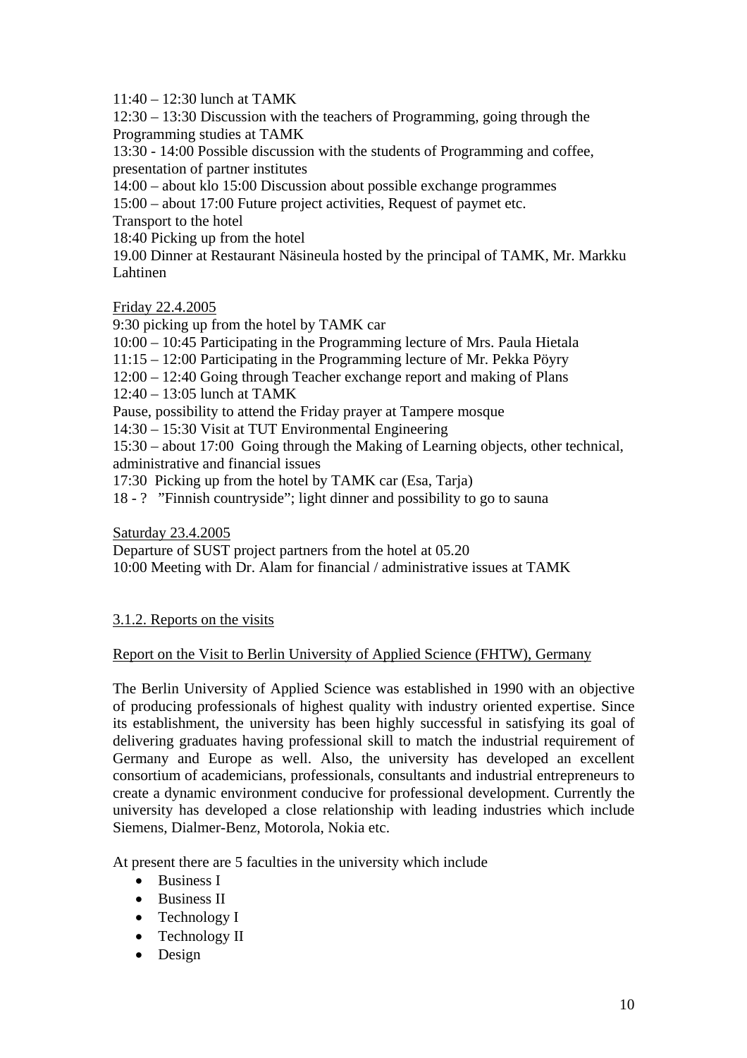11:40 – 12:30 lunch at TAMK

12:30 – 13:30 Discussion with the teachers of Programming, going through the Programming studies at TAMK

13:30 - 14:00 Possible discussion with the students of Programming and coffee, presentation of partner institutes

14:00 – about klo 15:00 Discussion about possible exchange programmes

15:00 – about 17:00 Future project activities, Request of paymet etc.

Transport to the hotel

18:40 Picking up from the hotel

19.00 Dinner at Restaurant Näsineula hosted by the principal of TAMK, Mr. Markku Lahtinen

Friday 22.4.2005

9:30 picking up from the hotel by TAMK car

10:00 – 10:45 Participating in the Programming lecture of Mrs. Paula Hietala

11:15 – 12:00 Participating in the Programming lecture of Mr. Pekka Pöyry

12:00 – 12:40 Going through Teacher exchange report and making of Plans

12:40 – 13:05 lunch at TAMK

Pause, possibility to attend the Friday prayer at Tampere mosque

14:30 – 15:30 Visit at TUT Environmental Engineering

15:30 – about 17:00 Going through the Making of Learning objects, other technical, administrative and financial issues

17:30 Picking up from the hotel by TAMK car (Esa, Tarja)

18 - ? ”Finnish countryside”; light dinner and possibility to go to sauna

Saturday 23.4.2005

Departure of SUST project partners from the hotel at 05.20

10:00 Meeting with Dr. Alam for financial / administrative issues at TAMK

### 3.1.2. Reports on the visits

#### Report on the Visit to Berlin University of Applied Science (FHTW), Germany

The Berlin University of Applied Science was established in 1990 with an objective of producing professionals of highest quality with industry oriented expertise. Since its establishment, the university has been highly successful in satisfying its goal of delivering graduates having professional skill to match the industrial requirement of Germany and Europe as well. Also, the university has developed an excellent consortium of academicians, professionals, consultants and industrial entrepreneurs to create a dynamic environment conducive for professional development. Currently the university has developed a close relationship with leading industries which include Siemens, Dialmer-Benz, Motorola, Nokia etc.

At present there are 5 faculties in the university which include

- Business I
- Business II
- Technology I
- Technology II
- Design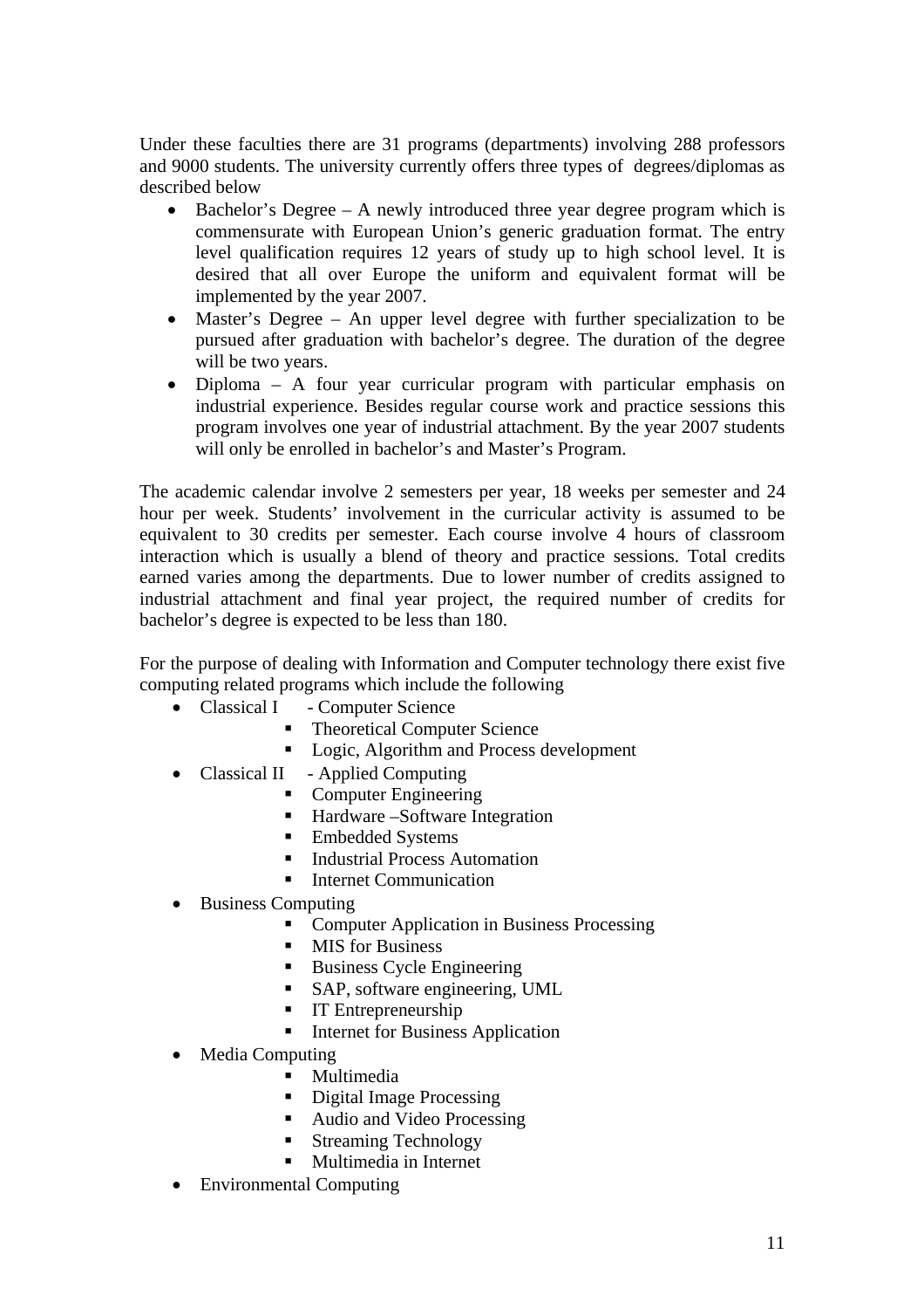Under these faculties there are 31 programs (departments) involving 288 professors and 9000 students. The university currently offers three types of degrees/diplomas as described below

- Bachelor's Degree – A newly introduced three year degree program which is commensurate with European Union's generic graduation format. The entry level qualification requires 12 years of study up to high school level. It is desired that all over Europe the uniform and equivalent format will be implemented by the year 2007.
- Master's Degree – An upper level degree with further specialization to be pursued after graduation with bachelor's degree. The duration of the degree will be two years.
- Diploma – A four year curricular program with particular emphasis on industrial experience. Besides regular course work and practice sessions this program involves one year of industrial attachment. By the year 2007 students will only be enrolled in bachelor's and Master's Program.

The academic calendar involve 2 semesters per year, 18 weeks per semester and 24 hour per week. Students' involvement in the curricular activity is assumed to be equivalent to 30 credits per semester. Each course involve 4 hours of classroom interaction which is usually a blend of theory and practice sessions. Total credits earned varies among the departments. Due to lower number of credits assigned to industrial attachment and final year project, the required number of credits for bachelor's degree is expected to be less than 180.

For the purpose of dealing with Information and Computer technology there exist five computing related programs which include the following

- Classical I - Computer Science
  - Theoretical Computer Science
  - Logic, Algorithm and Process development
- Classical II - Applied Computing
  - Computer Engineering
  - Hardware –Software Integration
  - Embedded Systems
  - Industrial Process Automation
  - Internet Communication
- Business Computing
  - Computer Application in Business Processing
  - MIS for Business
  - Business Cycle Engineering
  - SAP, software engineering, UML
  - IT Entrepreneurship
  - Internet for Business Application
- Media Computing
  - Multimedia
  - Digital Image Processing
  - Audio and Video Processing
  - Streaming Technology
  - Multimedia in Internet
- Environmental Computing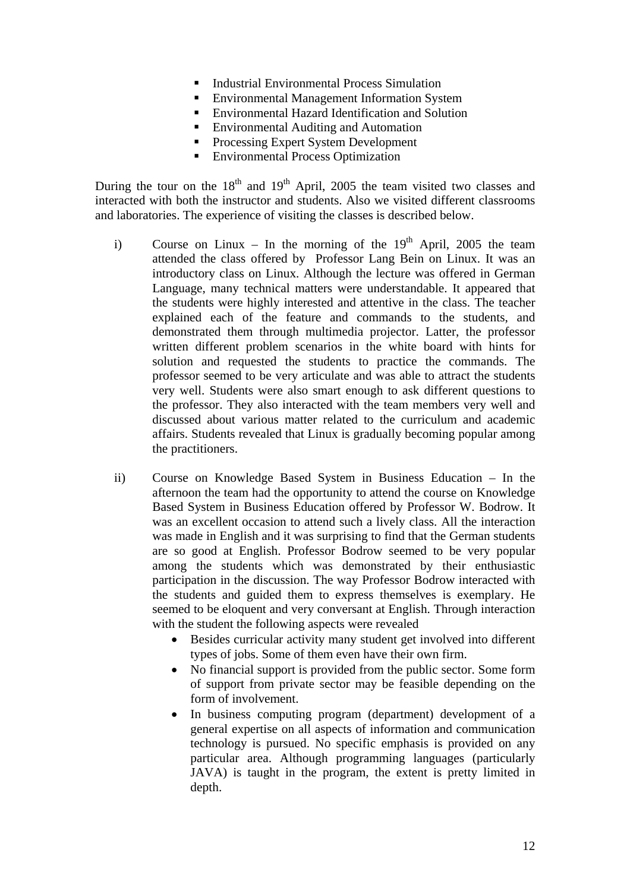- Industrial Environmental Process Simulation
- Environmental Management Information System
- Environmental Hazard Identification and Solution
- Environmental Auditing and Automation
- Processing Expert System Development
- Environmental Process Optimization

During the tour on the 18th and 19th April, 2005 the team visited two classes and interacted with both the instructor and students. Also we visited different classrooms and laboratories. The experience of visiting the classes is described below.

i) Course on Linux – In the morning of the 19th April, 2005 the team attended the class offered by Professor Lang Bein on Linux. It was an introductory class on Linux. Although the lecture was offered in German Language, many technical matters were understandable. It appeared that the students were highly interested and attentive in the class. The teacher explained each of the feature and commands to the students, and demonstrated them through multimedia projector. Latter, the professor written different problem scenarios in the white board with hints for solution and requested the students to practice the commands. The professor seemed to be very articulate and was able to attract the students very well. Students were also smart enough to ask different questions to the professor. They also interacted with the team members very well and discussed about various matter related to the curriculum and academic affairs. Students revealed that Linux is gradually becoming popular among the practitioners.

ii) Course on Knowledge Based System in Business Education – In the afternoon the team had the opportunity to attend the course on Knowledge Based System in Business Education offered by Professor W. Bodrow. It was an excellent occasion to attend such a lively class. All the interaction was made in English and it was surprising to find that the German students are so good at English. Professor Bodrow seemed to be very popular among the students which was demonstrated by their enthusiastic participation in the discussion. The way Professor Bodrow interacted with the students and guided them to express themselves is exemplary. He seemed to be eloquent and very conversant at English. Through interaction with the student the following aspects were revealed

   - Besides curricular activity many student get involved into different types of jobs. Some of them even have their own firm.
   - No financial support is provided from the public sector. Some form of support from private sector may be feasible depending on the form of involvement.
   - In business computing program (department) development of a general expertise on all aspects of information and communication technology is pursued. No specific emphasis is provided on any particular area. Although programming languages (particularly JAVA) is taught in the program, the extent is pretty limited in depth.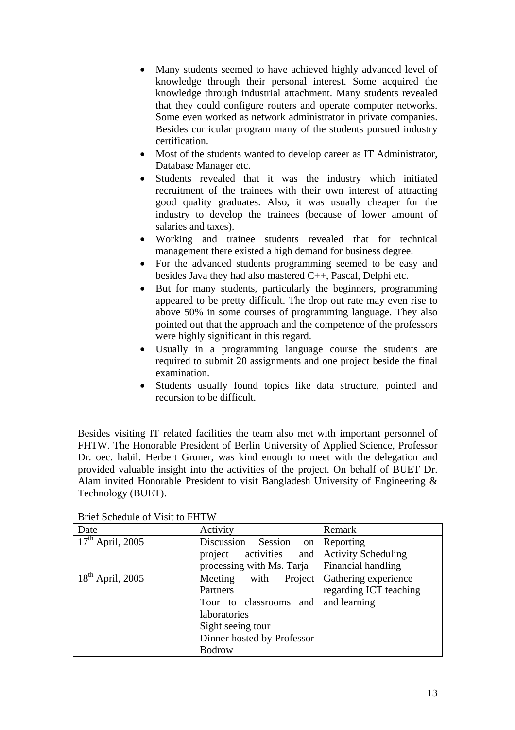- Many students seemed to have achieved highly advanced level of knowledge through their personal interest. Some acquired the knowledge through industrial attachment. Many students revealed that they could configure routers and operate computer networks. Some even worked as network administrator in private companies. Besides curricular program many of the students pursued industry certification.
- Most of the students wanted to develop career as IT Administrator, Database Manager etc.
- Students revealed that it was the industry which initiated recruitment of the trainees with their own interest of attracting good quality graduates. Also, it was usually cheaper for the industry to develop the trainees (because of lower amount of salaries and taxes).
- Working and trainee students revealed that for technical management there existed a high demand for business degree.
- For the advanced students programming seemed to be easy and besides Java they had also mastered C++, Pascal, Delphi etc.
- But for many students, particularly the beginners, programming appeared to be pretty difficult. The drop out rate may even rise to above 50% in some courses of programming language. They also pointed out that the approach and the competence of the professors were highly significant in this regard.
- Usually in a programming language course the students are required to submit 20 assignments and one project beside the final examination.
- Students usually found topics like data structure, pointed and recursion to be difficult.

Besides visiting IT related facilities the team also met with important personnel of FHTW. The Honorable President of Berlin University of Applied Science, Professor Dr. oec. habil. Herbert Gruner, was kind enough to meet with the delegation and provided valuable insight into the activities of the project. On behalf of BUET Dr. Alam invited Honorable President to visit Bangladesh University of Engineering & Technology (BUET).

Brief Schedule of Visit to FHTW

| Date | Activity | Remark |
|---|---|---|
| 17th April, 2005 | Discussion Session on project activities and processing with Ms. Tarja | Reporting<br>Activity Scheduling<br>Financial handling |
| 18th April, 2005 | Meeting with Project Partners<br>Tour to classrooms and laboratories<br>Sight seeing tour<br>Dinner hosted by Professor Bodrow | Gathering experience regarding ICT teaching and learning |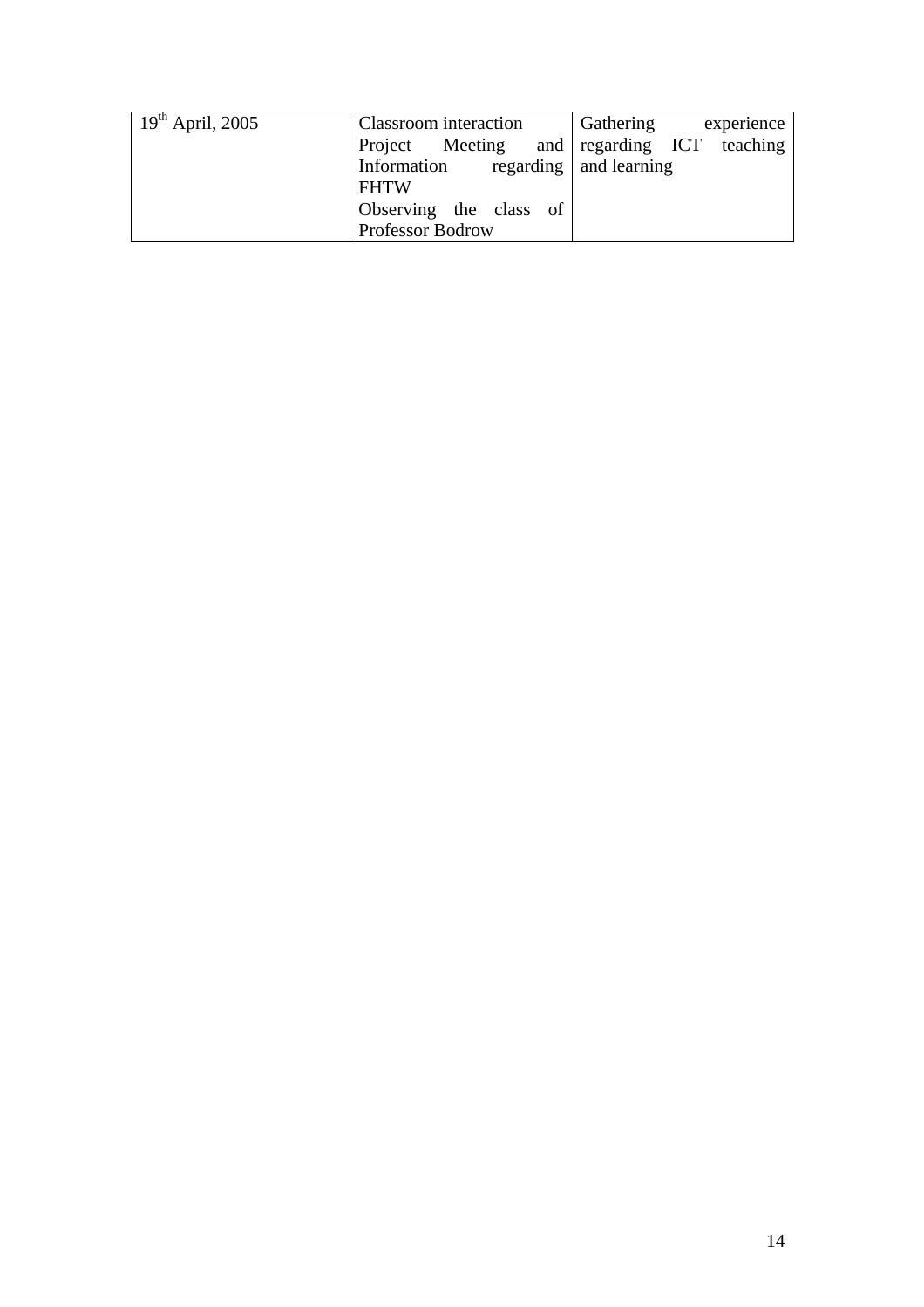| 19th April, 2005 | Classroom interaction<br>Project Meeting and Information regarding FHTW<br>Observing the class of Professor Bodrow | Gathering experience regarding ICT teaching and learning |
|---|---|---|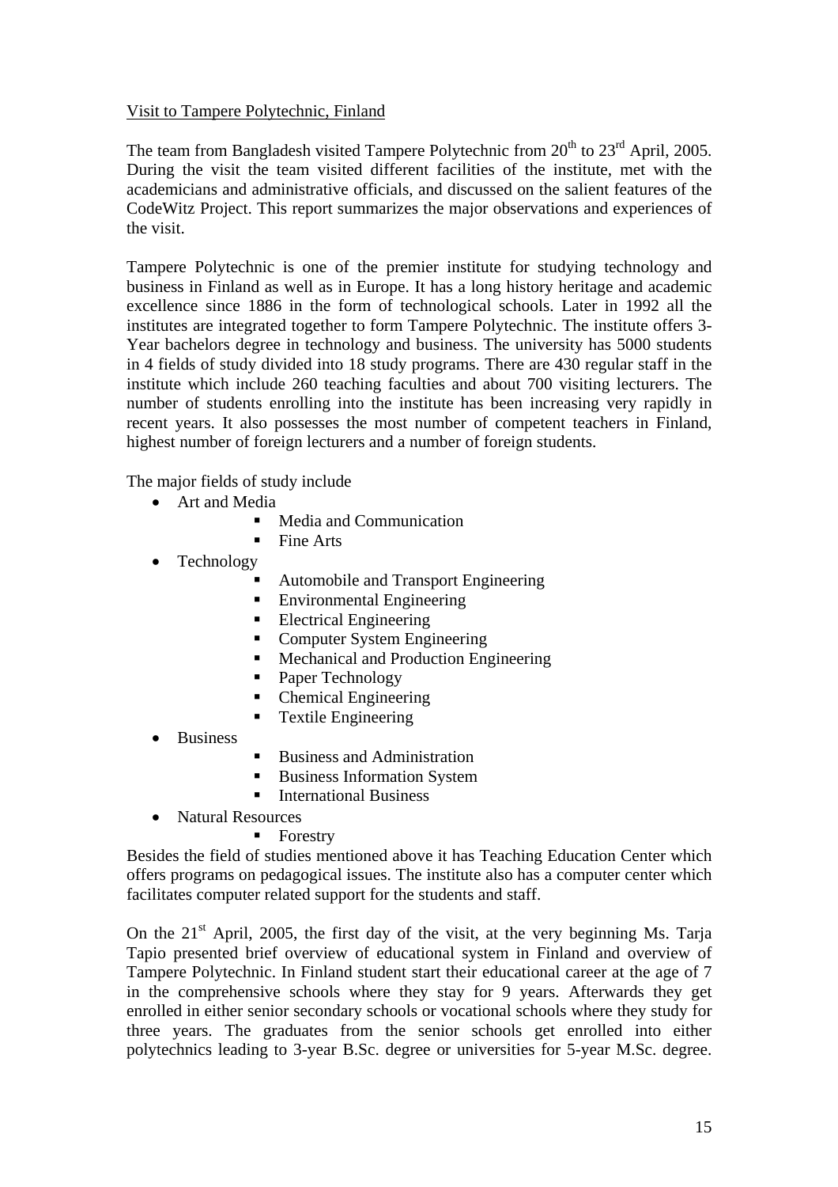<u>Visit to Tampere Polytechnic, Finland</u>

The team from Bangladesh visited Tampere Polytechnic from 20th to 23rd April, 2005. During the visit the team visited different facilities of the institute, met with the academicians and administrative officials, and discussed on the salient features of the CodeWitz Project. This report summarizes the major observations and experiences of the visit.

Tampere Polytechnic is one of the premier institute for studying technology and business in Finland as well as in Europe. It has a long history heritage and academic excellence since 1886 in the form of technological schools. Later in 1992 all the institutes are integrated together to form Tampere Polytechnic. The institute offers 3-Year bachelors degree in technology and business. The university has 5000 students in 4 fields of study divided into 18 study programs. There are 430 regular staff in the institute which include 260 teaching faculties and about 700 visiting lecturers. The number of students enrolling into the institute has been increasing very rapidly in recent years. It also possesses the most number of competent teachers in Finland, highest number of foreign lecturers and a number of foreign students.

The major fields of study include

- Art and Media
    - Media and Communication
    - Fine Arts
- Technology
    - Automobile and Transport Engineering
    - Environmental Engineering
    - Electrical Engineering
    - Computer System Engineering
    - Mechanical and Production Engineering
    - Paper Technology
    - Chemical Engineering
    - Textile Engineering
- Business
    - Business and Administration
    - Business Information System
    - International Business
- Natural Resources
    - Forestry

Besides the field of studies mentioned above it has Teaching Education Center which offers programs on pedagogical issues. The institute also has a computer center which facilitates computer related support for the students and staff.

On the 21st April, 2005, the first day of the visit, at the very beginning Ms. Tarja Tapio presented brief overview of educational system in Finland and overview of Tampere Polytechnic. In Finland student start their educational career at the age of 7 in the comprehensive schools where they stay for 9 years. Afterwards they get enrolled in either senior secondary schools or vocational schools where they study for three years. The graduates from the senior schools get enrolled into either polytechnics leading to 3-year B.Sc. degree or universities for 5-year M.Sc. degree.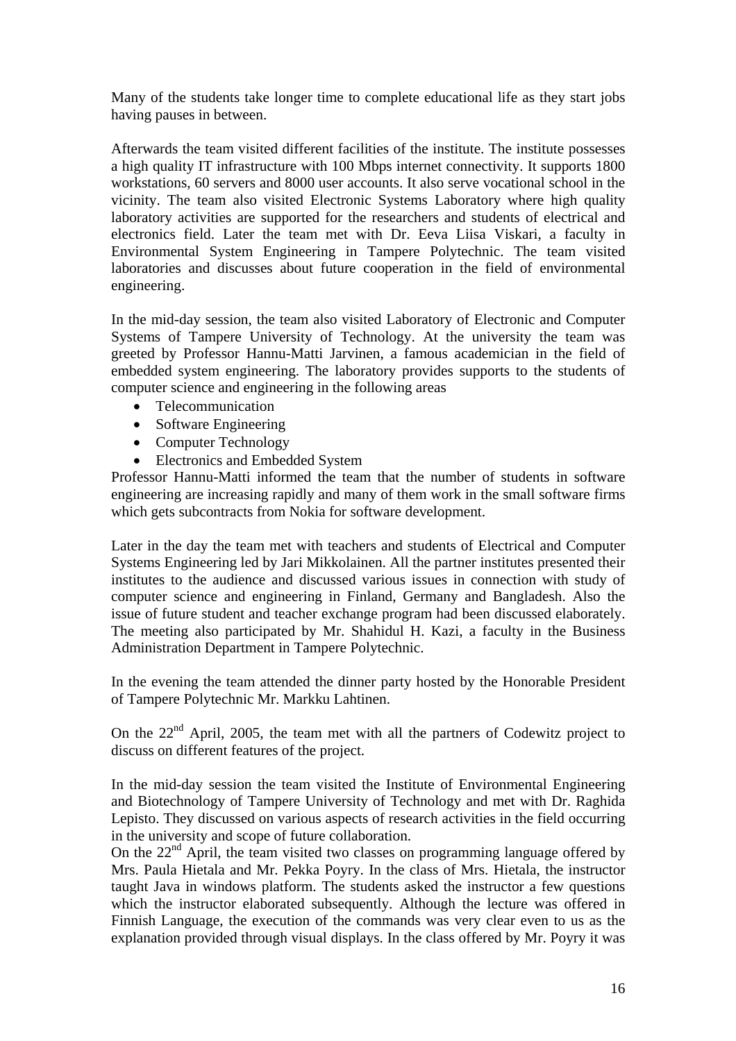Many of the students take longer time to complete educational life as they start jobs having pauses in between.

Afterwards the team visited different facilities of the institute. The institute possesses a high quality IT infrastructure with 100 Mbps internet connectivity. It supports 1800 workstations, 60 servers and 8000 user accounts. It also serve vocational school in the vicinity. The team also visited Electronic Systems Laboratory where high quality laboratory activities are supported for the researchers and students of electrical and electronics field. Later the team met with Dr. Eeva Liisa Viskari, a faculty in Environmental System Engineering in Tampere Polytechnic. The team visited laboratories and discusses about future cooperation in the field of environmental engineering.

In the mid-day session, the team also visited Laboratory of Electronic and Computer Systems of Tampere University of Technology. At the university the team was greeted by Professor Hannu-Matti Jarvinen, a famous academician in the field of embedded system engineering. The laboratory provides supports to the students of computer science and engineering in the following areas

- Telecommunication
- Software Engineering
- Computer Technology
- Electronics and Embedded System

Professor Hannu-Matti informed the team that the number of students in software engineering are increasing rapidly and many of them work in the small software firms which gets subcontracts from Nokia for software development.

Later in the day the team met with teachers and students of Electrical and Computer Systems Engineering led by Jari Mikkolainen. All the partner institutes presented their institutes to the audience and discussed various issues in connection with study of computer science and engineering in Finland, Germany and Bangladesh. Also the issue of future student and teacher exchange program had been discussed elaborately. The meeting also participated by Mr. Shahidul H. Kazi, a faculty in the Business Administration Department in Tampere Polytechnic.

In the evening the team attended the dinner party hosted by the Honorable President of Tampere Polytechnic Mr. Markku Lahtinen.

On the 22nd April, 2005, the team met with all the partners of Codewitz project to discuss on different features of the project.

In the mid-day session the team visited the Institute of Environmental Engineering and Biotechnology of Tampere University of Technology and met with Dr. Raghida Lepisto. They discussed on various aspects of research activities in the field occurring in the university and scope of future collaboration.
On the 22nd April, the team visited two classes on programming language offered by Mrs. Paula Hietala and Mr. Pekka Poyry. In the class of Mrs. Hietala, the instructor taught Java in windows platform. The students asked the instructor a few questions which the instructor elaborated subsequently. Although the lecture was offered in Finnish Language, the execution of the commands was very clear even to us as the explanation provided through visual displays. In the class offered by Mr. Poyry it was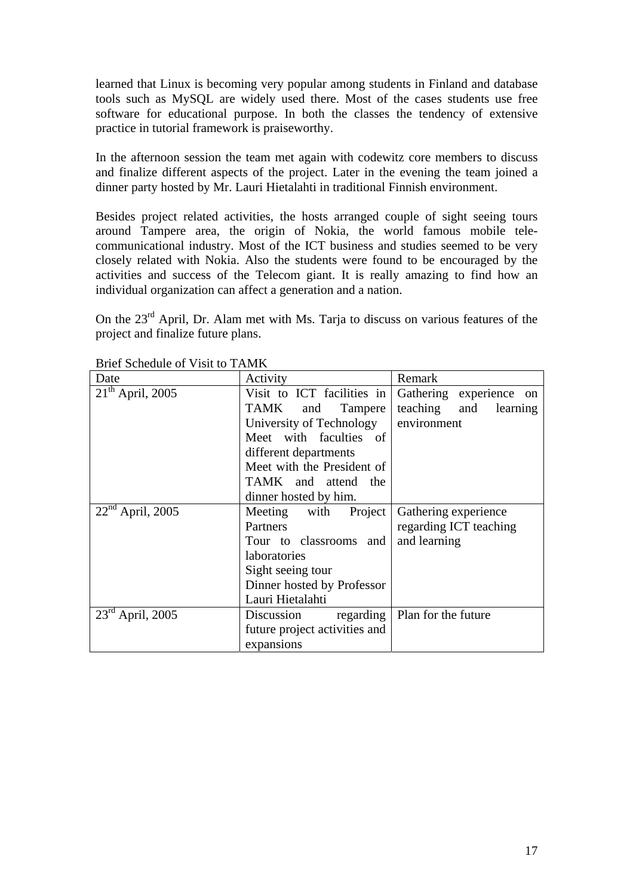learned that Linux is becoming very popular among students in Finland and database tools such as MySQL are widely used there. Most of the cases students use free software for educational purpose. In both the classes the tendency of extensive practice in tutorial framework is praiseworthy.

In the afternoon session the team met again with codewitz core members to discuss and finalize different aspects of the project. Later in the evening the team joined a dinner party hosted by Mr. Lauri Hietalahti in traditional Finnish environment.

Besides project related activities, the hosts arranged couple of sight seeing tours around Tampere area, the origin of Nokia, the world famous mobile tele-communicational industry. Most of the ICT business and studies seemed to be very closely related with Nokia. Also the students were found to be encouraged by the activities and success of the Telecom giant. It is really amazing to find how an individual organization can affect a generation and a nation.

On the 23rd April, Dr. Alam met with Ms. Tarja to discuss on various features of the project and finalize future plans.

Brief Schedule of Visit to TAMK

| Date | Activity | Remark |
|---|---|---|
| 21th April, 2005 | Visit to ICT facilities in TAMK and Tampere University of Technology<br>Meet with faculties of different departments<br>Meet with the President of TAMK and attend the dinner hosted by him. | Gathering experience on teaching and learning environment |
| 22nd April, 2005 | Meeting with Project Partners<br>Tour to classrooms and laboratories<br>Sight seeing tour<br>Dinner hosted by Professor Lauri Hietalahti | Gathering experience regarding ICT teaching and learning |
| 23rd April, 2005 | Discussion regarding future project activities and expansions | Plan for the future |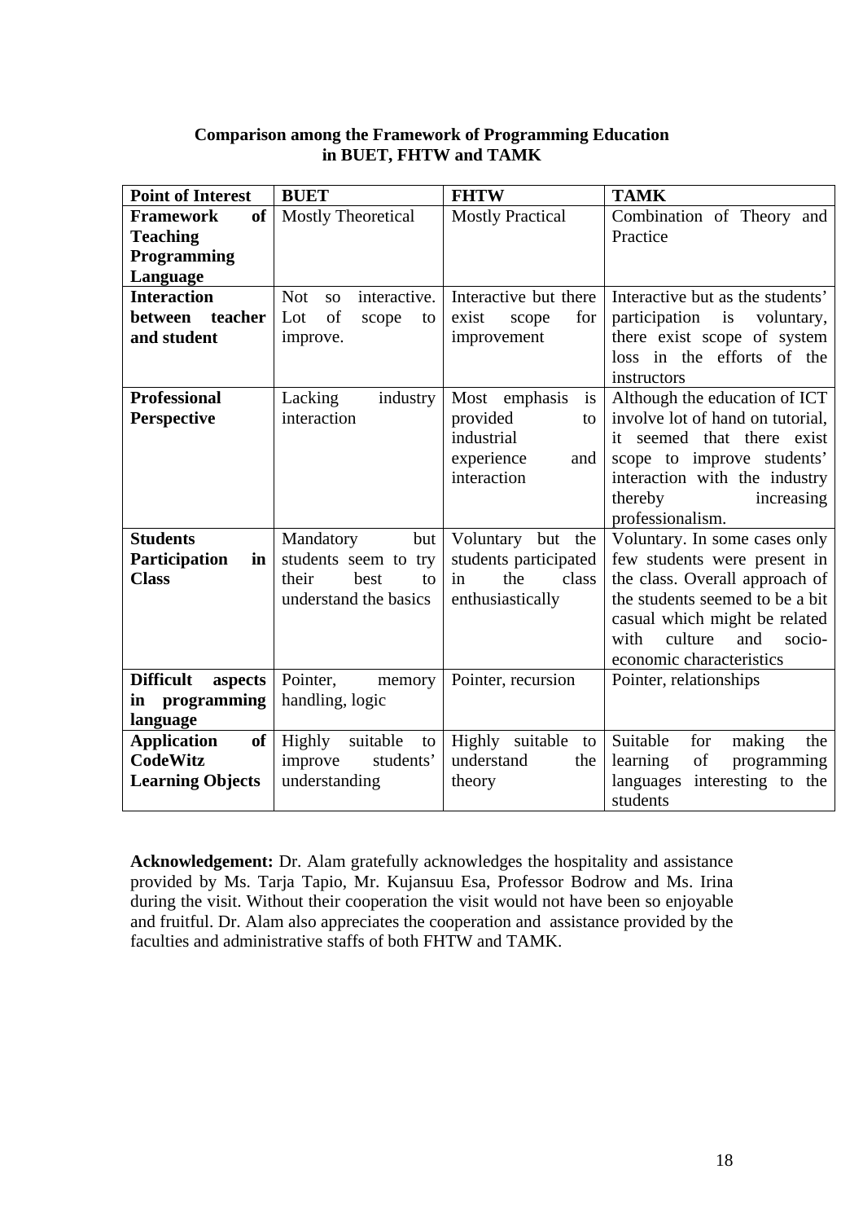**Comparison among the Framework of Programming Education in BUET, FHTW and TAMK**

| Point of Interest | BUET | FHTW | TAMK |
|---|---|---|---|
| **Framework of Teaching Programming Language** | Mostly Theoretical | Mostly Practical | Combination of Theory and Practice |
| **Interaction between teacher and student** | Not so interactive. Lot of scope to improve. | Interactive but there exist scope for improvement | Interactive but as the students' participation is voluntary, there exist scope of system loss in the efforts of the instructors |
| **Professional Perspective** | Lacking industry interaction | Most emphasis is provided to industrial experience and interaction | Although the education of ICT involve lot of hand on tutorial, it seemed that there exist scope to improve students' interaction with the industry thereby increasing professionalism. |
| **Students Participation in Class** | Mandatory but students seem to try their best to understand the basics | Voluntary but the students participated in the class enthusiastically | Voluntary. In some cases only few students were present in the class. Overall approach of the students seemed to be a bit casual which might be related with culture and socio-economic characteristics |
| **Difficult aspects in programming language** | Pointer, memory handling, logic | Pointer, recursion | Pointer, relationships |
| **Application of CodeWitz Learning Objects** | Highly suitable to improve students' understanding | Highly suitable to understand the theory | Suitable for making the learning of programming languages interesting to the students |

**Acknowledgement:** Dr. Alam gratefully acknowledges the hospitality and assistance provided by Ms. Tarja Tapio, Mr. Kujansuu Esa, Professor Bodrow and Ms. Irina during the visit. Without their cooperation the visit would not have been so enjoyable and fruitful. Dr. Alam also appreciates the cooperation and assistance provided by the faculties and administrative staffs of both FHTW and TAMK.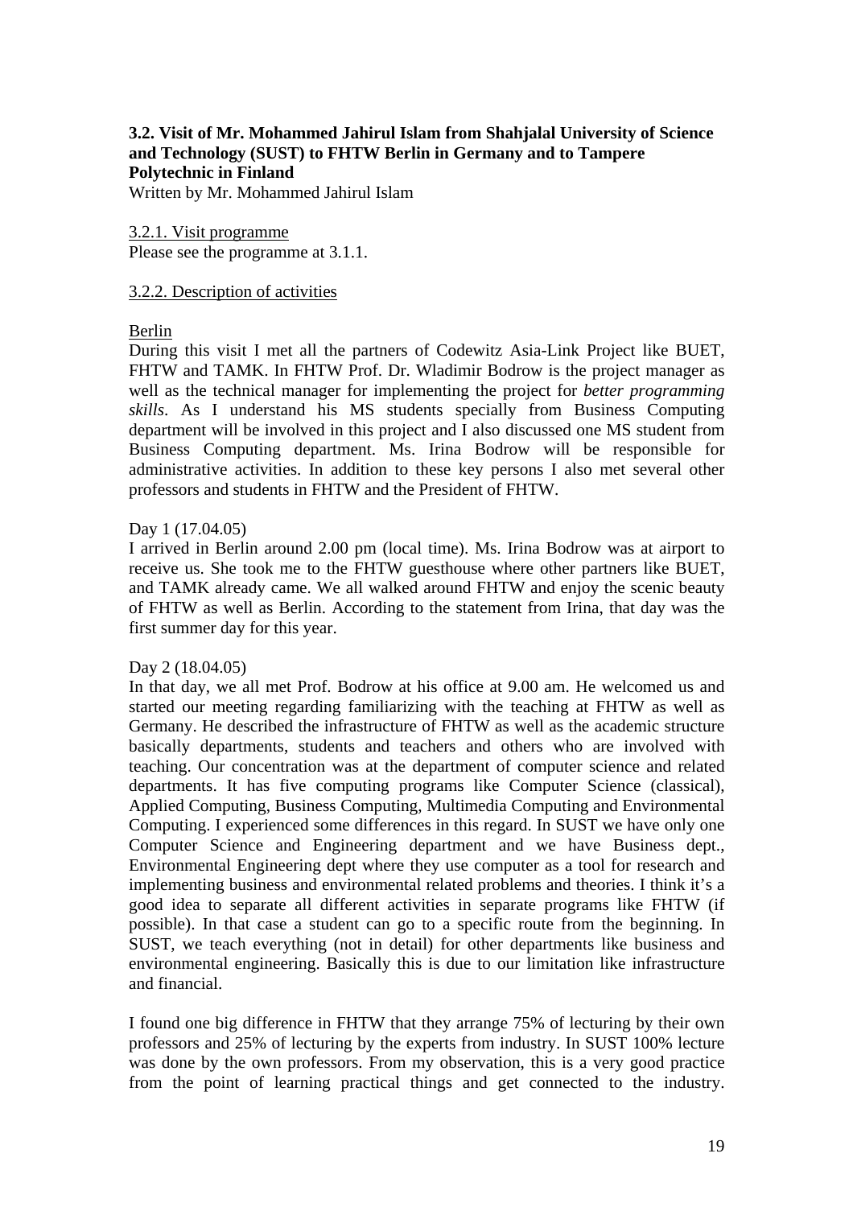### 3.2. Visit of Mr. Mohammed Jahirul Islam from Shahjalal University of Science and Technology (SUST) to FHTW Berlin in Germany and to Tampere Polytechnic in Finland

Written by Mr. Mohammed Jahirul Islam

3.2.1. Visit programme

Please see the programme at 3.1.1.

3.2.2. Description of activities

Berlin

During this visit I met all the partners of Codewitz Asia-Link Project like BUET, FHTW and TAMK. In FHTW Prof. Dr. Wladimir Bodrow is the project manager as well as the technical manager for implementing the project for *better programming skills*. As I understand his MS students specially from Business Computing department will be involved in this project and I also discussed one MS student from Business Computing department. Ms. Irina Bodrow will be responsible for administrative activities. In addition to these key persons I also met several other professors and students in FHTW and the President of FHTW.

Day 1 (17.04.05)

I arrived in Berlin around 2.00 pm (local time). Ms. Irina Bodrow was at airport to receive us. She took me to the FHTW guesthouse where other partners like BUET, and TAMK already came. We all walked around FHTW and enjoy the scenic beauty of FHTW as well as Berlin. According to the statement from Irina, that day was the first summer day for this year.

Day 2 (18.04.05)

In that day, we all met Prof. Bodrow at his office at 9.00 am. He welcomed us and started our meeting regarding familiarizing with the teaching at FHTW as well as Germany. He described the infrastructure of FHTW as well as the academic structure basically departments, students and teachers and others who are involved with teaching. Our concentration was at the department of computer science and related departments. It has five computing programs like Computer Science (classical), Applied Computing, Business Computing, Multimedia Computing and Environmental Computing. I experienced some differences in this regard. In SUST we have only one Computer Science and Engineering department and we have Business dept., Environmental Engineering dept where they use computer as a tool for research and implementing business and environmental related problems and theories. I think it's a good idea to separate all different activities in separate programs like FHTW (if possible). In that case a student can go to a specific route from the beginning. In SUST, we teach everything (not in detail) for other departments like business and environmental engineering. Basically this is due to our limitation like infrastructure and financial.

I found one big difference in FHTW that they arrange 75% of lecturing by their own professors and 25% of lecturing by the experts from industry. In SUST 100% lecture was done by the own professors. From my observation, this is a very good practice from the point of learning practical things and get connected to the industry.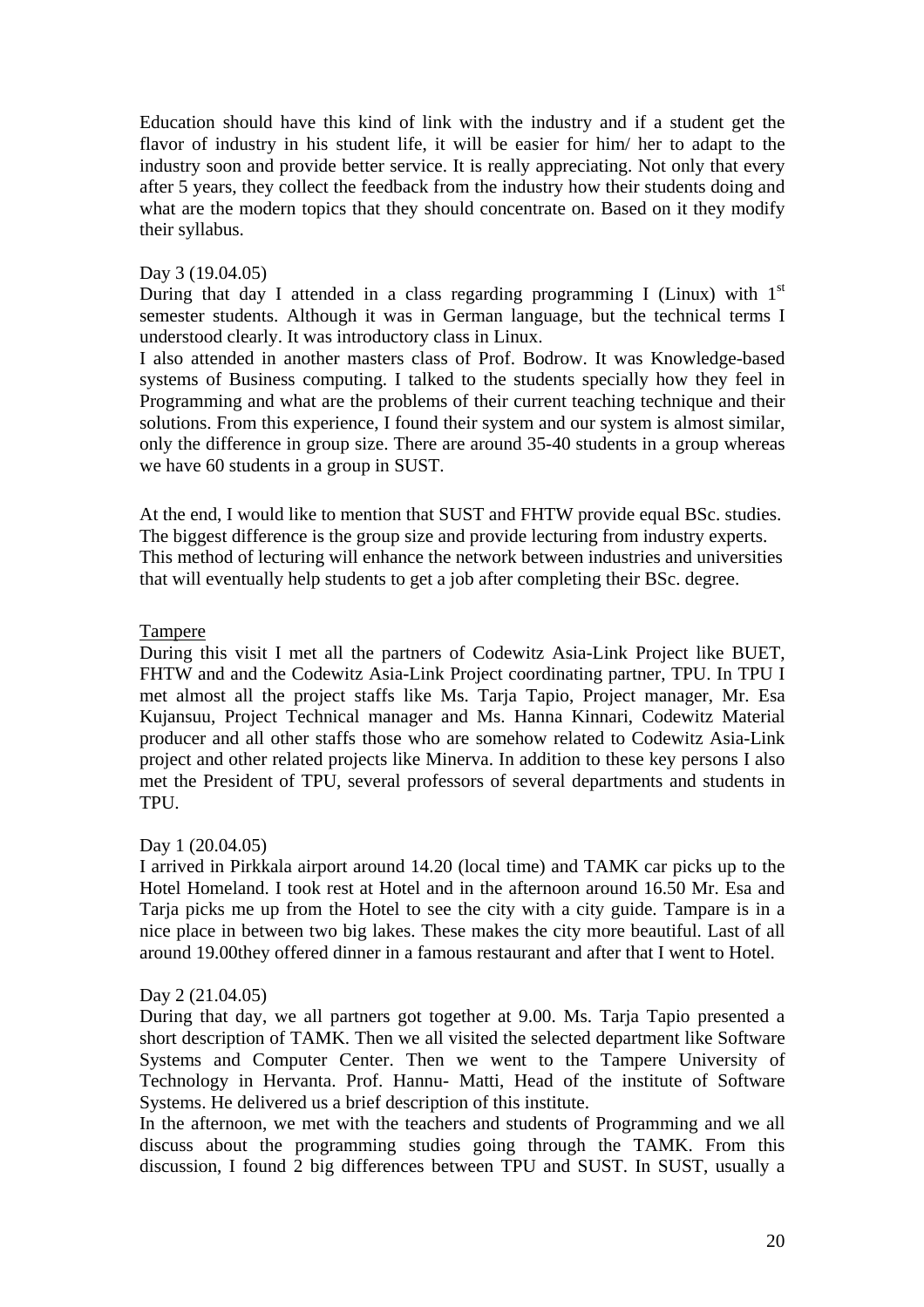Education should have this kind of link with the industry and if a student get the flavor of industry in his student life, it will be easier for him/ her to adapt to the industry soon and provide better service. It is really appreciating. Not only that every after 5 years, they collect the feedback from the industry how their students doing and what are the modern topics that they should concentrate on. Based on it they modify their syllabus.

Day 3 (19.04.05)
During that day I attended in a class regarding programming I (Linux) with 1st semester students. Although it was in German language, but the technical terms I understood clearly. It was introductory class in Linux.
I also attended in another masters class of Prof. Bodrow. It was Knowledge-based systems of Business computing. I talked to the students specially how they feel in Programming and what are the problems of their current teaching technique and their solutions. From this experience, I found their system and our system is almost similar, only the difference in group size. There are around 35-40 students in a group whereas we have 60 students in a group in SUST.

At the end, I would like to mention that SUST and FHTW provide equal BSc. studies. The biggest difference is the group size and provide lecturing from industry experts. This method of lecturing will enhance the network between industries and universities that will eventually help students to get a job after completing their BSc. degree.

<u>Tampere</u>
During this visit I met all the partners of Codewitz Asia-Link Project like BUET, FHTW and and the Codewitz Asia-Link Project coordinating partner, TPU. In TPU I met almost all the project staffs like Ms. Tarja Tapio, Project manager, Mr. Esa Kujansuu, Project Technical manager and Ms. Hanna Kinnari, Codewitz Material producer and all other staffs those who are somehow related to Codewitz Asia-Link project and other related projects like Minerva. In addition to these key persons I also met the President of TPU, several professors of several departments and students in TPU.

Day 1 (20.04.05)
I arrived in Pirkkala airport around 14.20 (local time) and TAMK car picks up to the Hotel Homeland. I took rest at Hotel and in the afternoon around 16.50 Mr. Esa and Tarja picks me up from the Hotel to see the city with a city guide. Tampare is in a nice place in between two big lakes. These makes the city more beautiful. Last of all around 19.00they offered dinner in a famous restaurant and after that I went to Hotel.

Day 2 (21.04.05)
During that day, we all partners got together at 9.00. Ms. Tarja Tapio presented a short description of TAMK. Then we all visited the selected department like Software Systems and Computer Center. Then we went to the Tampere University of Technology in Hervanta. Prof. Hannu- Matti, Head of the institute of Software Systems. He delivered us a brief description of this institute.
In the afternoon, we met with the teachers and students of Programming and we all discuss about the programming studies going through the TAMK. From this discussion, I found 2 big differences between TPU and SUST. In SUST, usually a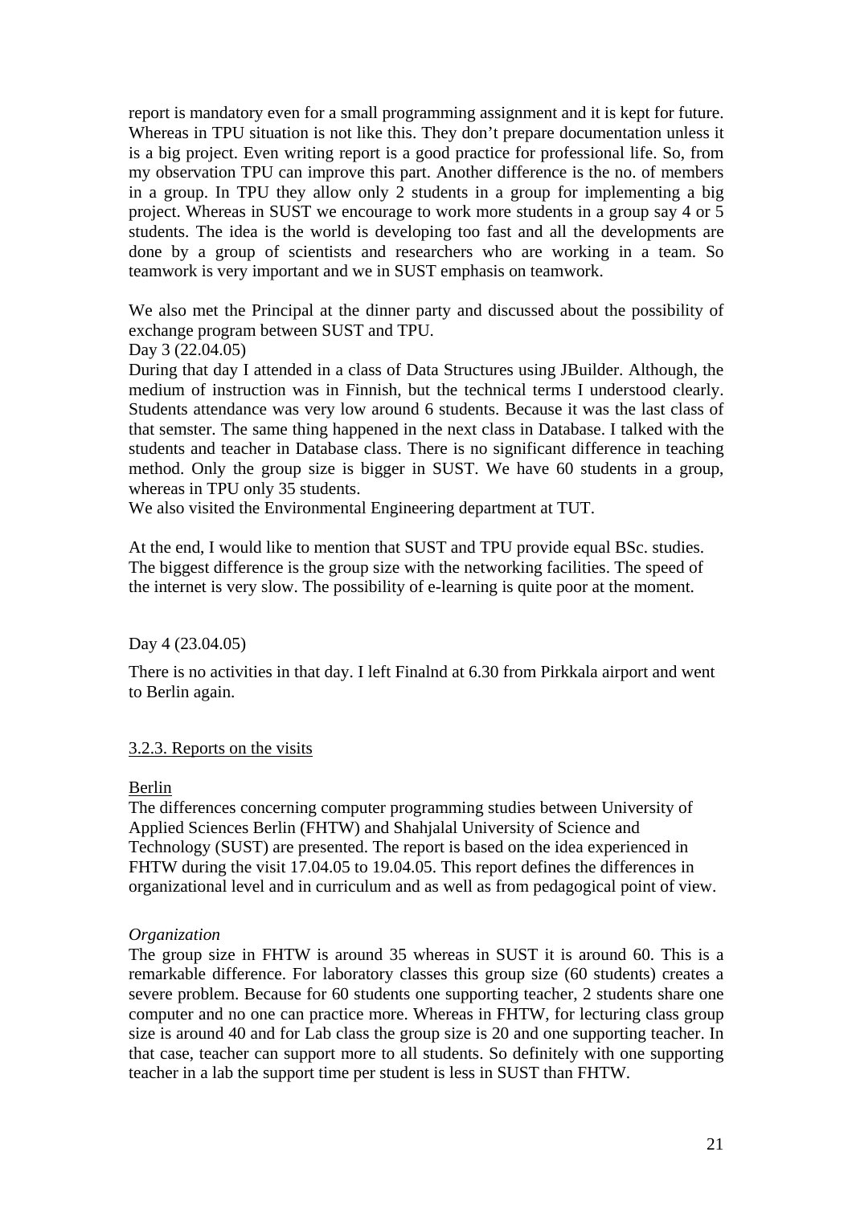report is mandatory even for a small programming assignment and it is kept for future. Whereas in TPU situation is not like this. They don't prepare documentation unless it is a big project. Even writing report is a good practice for professional life. So, from my observation TPU can improve this part. Another difference is the no. of members in a group. In TPU they allow only 2 students in a group for implementing a big project. Whereas in SUST we encourage to work more students in a group say 4 or 5 students. The idea is the world is developing too fast and all the developments are done by a group of scientists and researchers who are working in a team. So teamwork is very important and we in SUST emphasis on teamwork.

We also met the Principal at the dinner party and discussed about the possibility of exchange program between SUST and TPU.

Day 3 (22.04.05)

During that day I attended in a class of Data Structures using JBuilder. Although, the medium of instruction was in Finnish, but the technical terms I understood clearly. Students attendance was very low around 6 students. Because it was the last class of that semster. The same thing happened in the next class in Database. I talked with the students and teacher in Database class. There is no significant difference in teaching method. Only the group size is bigger in SUST. We have 60 students in a group, whereas in TPU only 35 students.

We also visited the Environmental Engineering department at TUT.

At the end, I would like to mention that SUST and TPU provide equal BSc. studies. The biggest difference is the group size with the networking facilities. The speed of the internet is very slow. The possibility of e-learning is quite poor at the moment.

Day 4 (23.04.05)

There is no activities in that day. I left Finalnd at 6.30 from Pirkkala airport and went to Berlin again.

<u>3.2.3. Reports on the visits</u>

<u>Berlin</u>

The differences concerning computer programming studies between University of Applied Sciences Berlin (FHTW) and Shahjalal University of Science and Technology (SUST) are presented. The report is based on the idea experienced in FHTW during the visit 17.04.05 to 19.04.05. This report defines the differences in organizational level and in curriculum and as well as from pedagogical point of view.

*Organization*

The group size in FHTW is around 35 whereas in SUST it is around 60. This is a remarkable difference. For laboratory classes this group size (60 students) creates a severe problem. Because for 60 students one supporting teacher, 2 students share one computer and no one can practice more. Whereas in FHTW, for lecturing class group size is around 40 and for Lab class the group size is 20 and one supporting teacher. In that case, teacher can support more to all students. So definitely with one supporting teacher in a lab the support time per student is less in SUST than FHTW.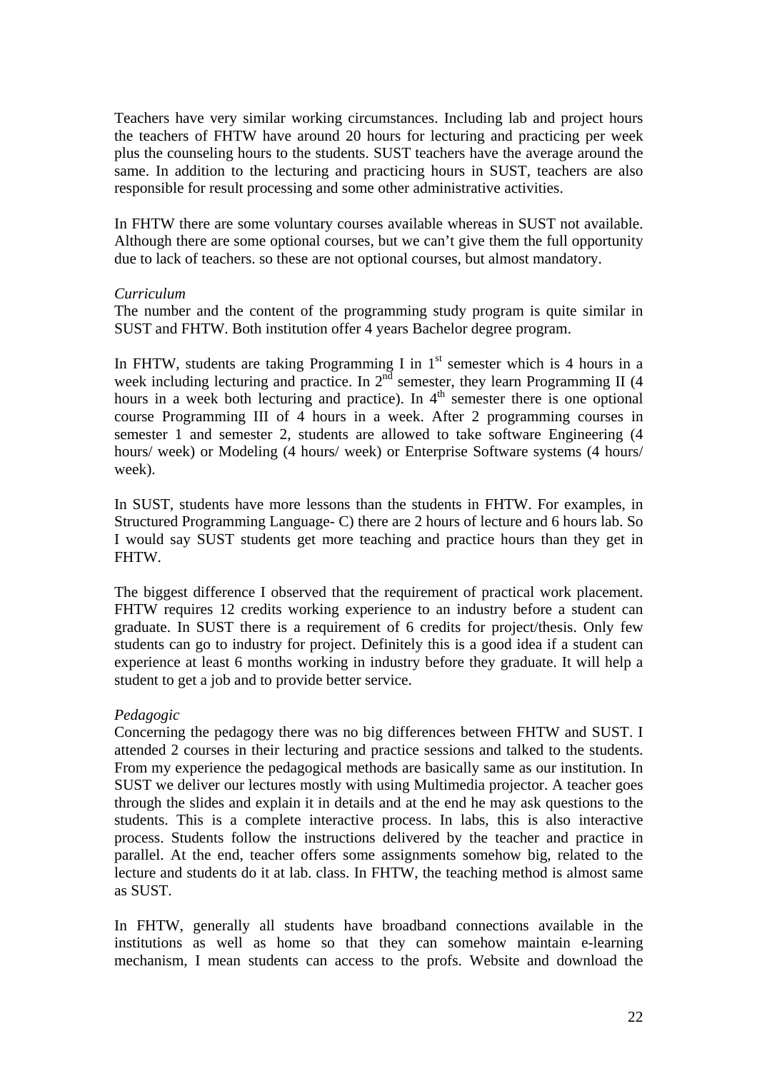Teachers have very similar working circumstances. Including lab and project hours the teachers of FHTW have around 20 hours for lecturing and practicing per week plus the counseling hours to the students. SUST teachers have the average around the same. In addition to the lecturing and practicing hours in SUST, teachers are also responsible for result processing and some other administrative activities.

In FHTW there are some voluntary courses available whereas in SUST not available. Although there are some optional courses, but we can't give them the full opportunity due to lack of teachers. so these are not optional courses, but almost mandatory.

*Curriculum*

The number and the content of the programming study program is quite similar in SUST and FHTW. Both institution offer 4 years Bachelor degree program.

In FHTW, students are taking Programming I in 1st semester which is 4 hours in a week including lecturing and practice. In 2nd semester, they learn Programming II (4 hours in a week both lecturing and practice). In 4th semester there is one optional course Programming III of 4 hours in a week. After 2 programming courses in semester 1 and semester 2, students are allowed to take software Engineering (4 hours/ week) or Modeling (4 hours/ week) or Enterprise Software systems (4 hours/ week).

In SUST, students have more lessons than the students in FHTW. For examples, in Structured Programming Language- C) there are 2 hours of lecture and 6 hours lab. So I would say SUST students get more teaching and practice hours than they get in FHTW.

The biggest difference I observed that the requirement of practical work placement. FHTW requires 12 credits working experience to an industry before a student can graduate. In SUST there is a requirement of 6 credits for project/thesis. Only few students can go to industry for project. Definitely this is a good idea if a student can experience at least 6 months working in industry before they graduate. It will help a student to get a job and to provide better service.

*Pedagogic*

Concerning the pedagogy there was no big differences between FHTW and SUST. I attended 2 courses in their lecturing and practice sessions and talked to the students. From my experience the pedagogical methods are basically same as our institution. In SUST we deliver our lectures mostly with using Multimedia projector. A teacher goes through the slides and explain it in details and at the end he may ask questions to the students. This is a complete interactive process. In labs, this is also interactive process. Students follow the instructions delivered by the teacher and practice in parallel. At the end, teacher offers some assignments somehow big, related to the lecture and students do it at lab. class. In FHTW, the teaching method is almost same as SUST.

In FHTW, generally all students have broadband connections available in the institutions as well as home so that they can somehow maintain e-learning mechanism, I mean students can access to the profs. Website and download the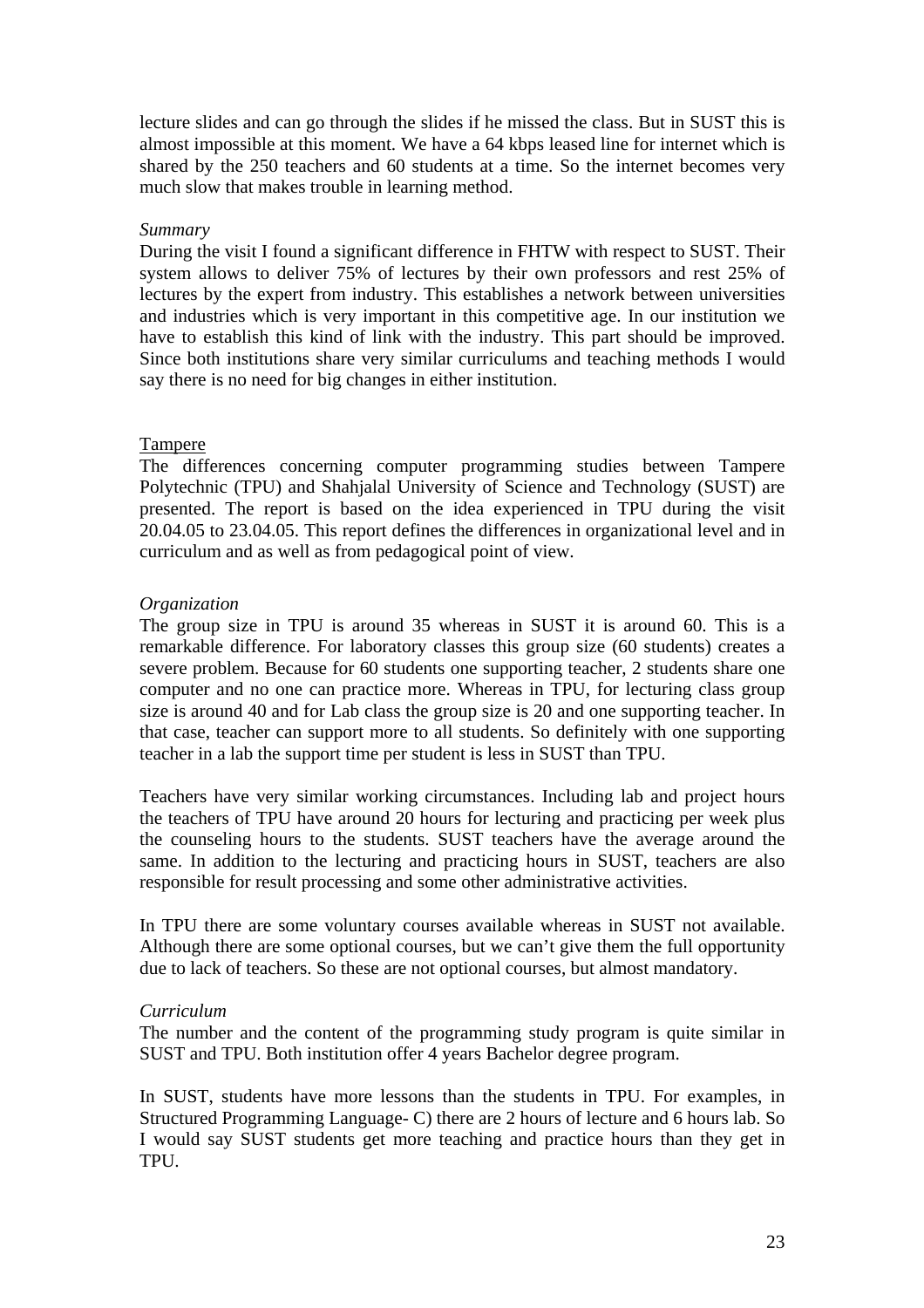lecture slides and can go through the slides if he missed the class. But in SUST this is almost impossible at this moment. We have a 64 kbps leased line for internet which is shared by the 250 teachers and 60 students at a time. So the internet becomes very much slow that makes trouble in learning method.

*Summary*

During the visit I found a significant difference in FHTW with respect to SUST. Their system allows to deliver 75% of lectures by their own professors and rest 25% of lectures by the expert from industry. This establishes a network between universities and industries which is very important in this competitive age. In our institution we have to establish this kind of link with the industry. This part should be improved. Since both institutions share very similar curriculums and teaching methods I would say there is no need for big changes in either institution.

<u>Tampere</u>

The differences concerning computer programming studies between Tampere Polytechnic (TPU) and Shahjalal University of Science and Technology (SUST) are presented. The report is based on the idea experienced in TPU during the visit 20.04.05 to 23.04.05. This report defines the differences in organizational level and in curriculum and as well as from pedagogical point of view.

*Organization*

The group size in TPU is around 35 whereas in SUST it is around 60. This is a remarkable difference. For laboratory classes this group size (60 students) creates a severe problem. Because for 60 students one supporting teacher, 2 students share one computer and no one can practice more. Whereas in TPU, for lecturing class group size is around 40 and for Lab class the group size is 20 and one supporting teacher. In that case, teacher can support more to all students. So definitely with one supporting teacher in a lab the support time per student is less in SUST than TPU.

Teachers have very similar working circumstances. Including lab and project hours the teachers of TPU have around 20 hours for lecturing and practicing per week plus the counseling hours to the students. SUST teachers have the average around the same. In addition to the lecturing and practicing hours in SUST, teachers are also responsible for result processing and some other administrative activities.

In TPU there are some voluntary courses available whereas in SUST not available. Although there are some optional courses, but we can't give them the full opportunity due to lack of teachers. So these are not optional courses, but almost mandatory.

*Curriculum*

The number and the content of the programming study program is quite similar in SUST and TPU. Both institution offer 4 years Bachelor degree program.

In SUST, students have more lessons than the students in TPU. For examples, in Structured Programming Language- C) there are 2 hours of lecture and 6 hours lab. So I would say SUST students get more teaching and practice hours than they get in TPU.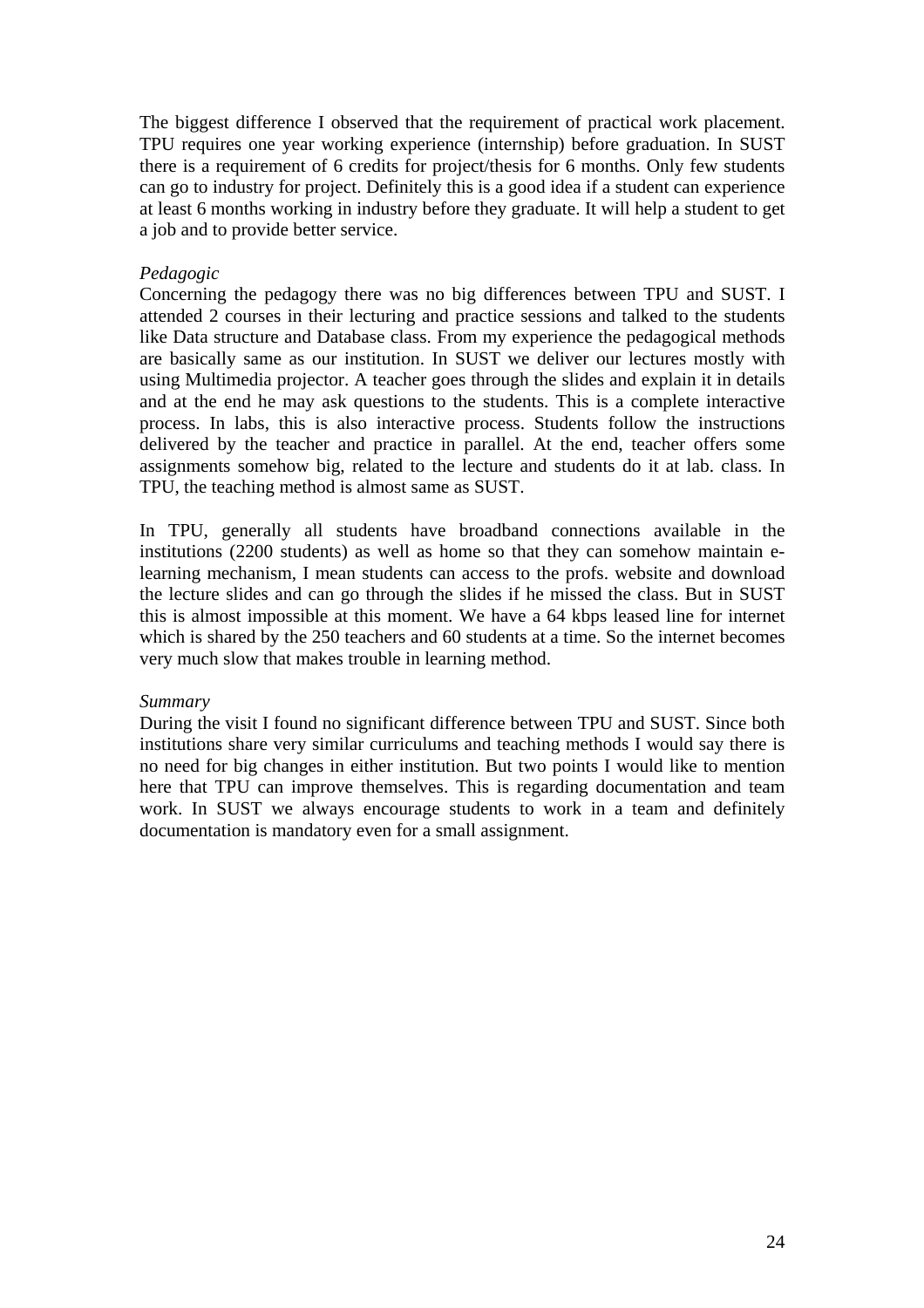The biggest difference I observed that the requirement of practical work placement. TPU requires one year working experience (internship) before graduation. In SUST there is a requirement of 6 credits for project/thesis for 6 months. Only few students can go to industry for project. Definitely this is a good idea if a student can experience at least 6 months working in industry before they graduate. It will help a student to get a job and to provide better service.

*Pedagogic*

Concerning the pedagogy there was no big differences between TPU and SUST. I attended 2 courses in their lecturing and practice sessions and talked to the students like Data structure and Database class. From my experience the pedagogical methods are basically same as our institution. In SUST we deliver our lectures mostly with using Multimedia projector. A teacher goes through the slides and explain it in details and at the end he may ask questions to the students. This is a complete interactive process. In labs, this is also interactive process. Students follow the instructions delivered by the teacher and practice in parallel. At the end, teacher offers some assignments somehow big, related to the lecture and students do it at lab. class. In TPU, the teaching method is almost same as SUST.

In TPU, generally all students have broadband connections available in the institutions (2200 students) as well as home so that they can somehow maintain e-learning mechanism, I mean students can access to the profs. website and download the lecture slides and can go through the slides if he missed the class. But in SUST this is almost impossible at this moment. We have a 64 kbps leased line for internet which is shared by the 250 teachers and 60 students at a time. So the internet becomes very much slow that makes trouble in learning method.

*Summary*

During the visit I found no significant difference between TPU and SUST. Since both institutions share very similar curriculums and teaching methods I would say there is no need for big changes in either institution. But two points I would like to mention here that TPU can improve themselves. This is regarding documentation and team work. In SUST we always encourage students to work in a team and definitely documentation is mandatory even for a small assignment.